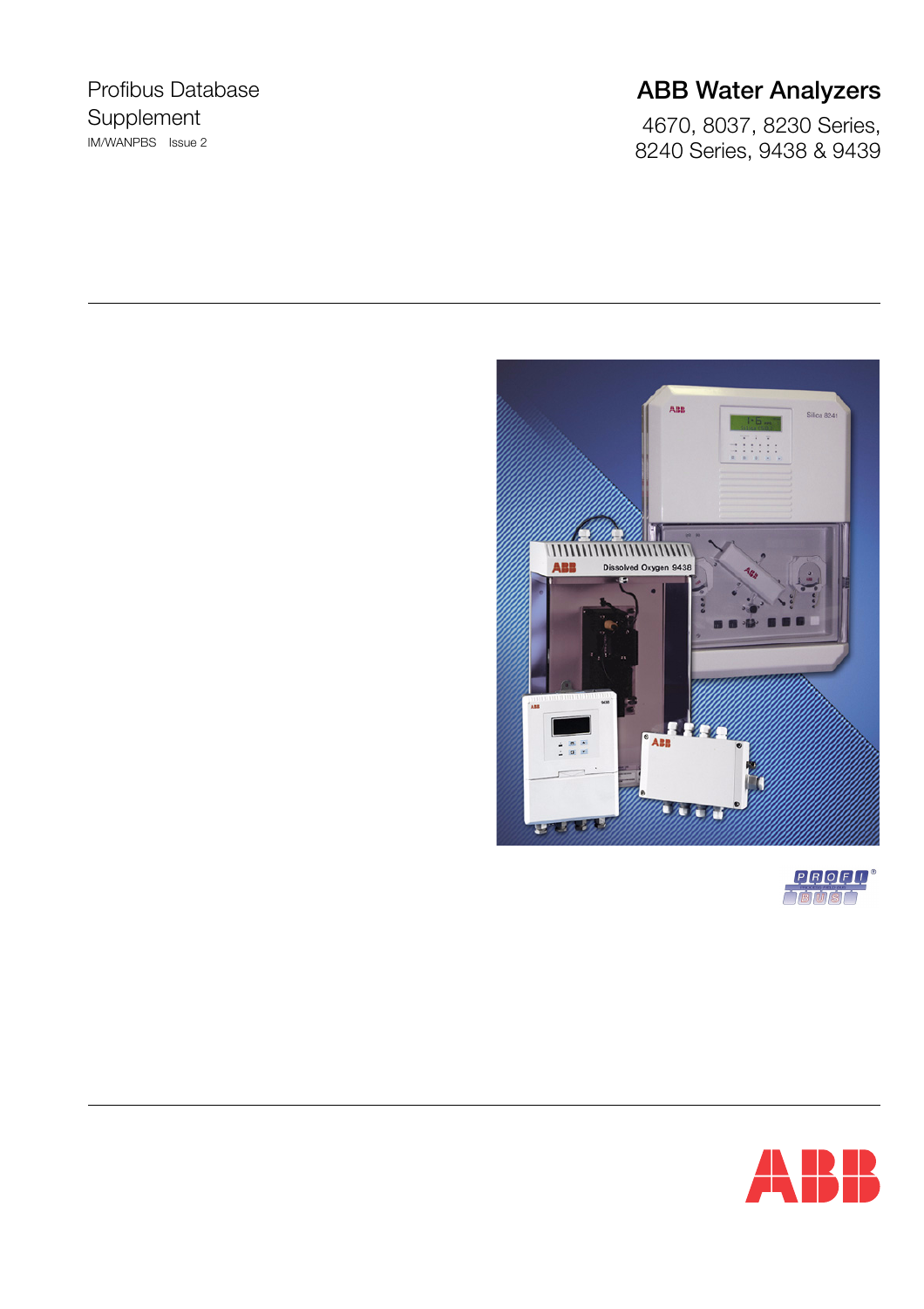Profibus Database Supplement

IM/WANPBS Issue 2

# ABB Water Analyzers

4670, 8037, 8230 Series, 8240 Series, 9438 & 9439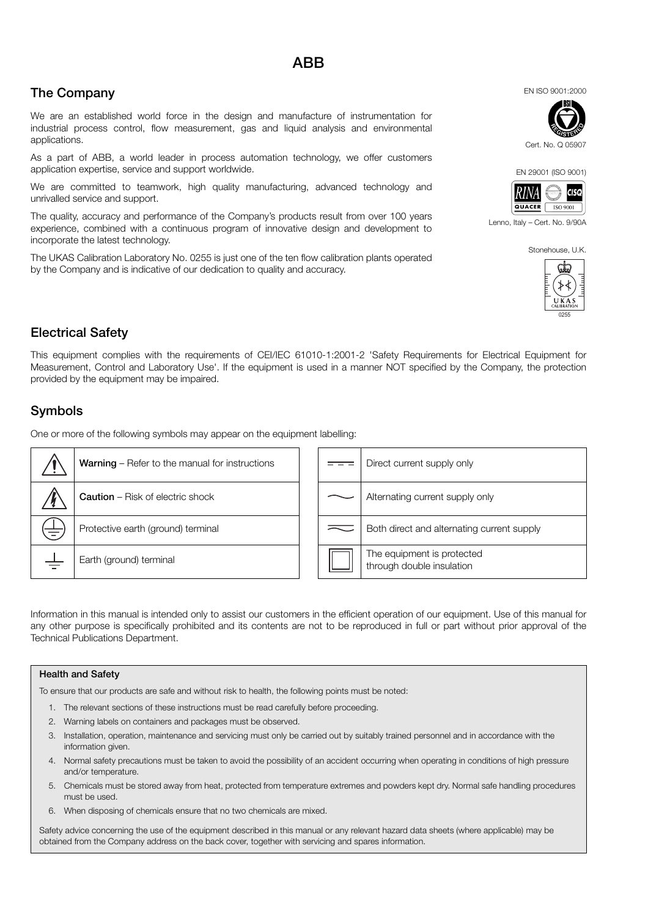# ABB

## The Company

We are an established world force in the design and manufacture of instrumentation for industrial process control, flow measurement, gas and liquid analysis and environmental applications.

As a part of ABB, a world leader in process automation technology, we offer customers application expertise, service and support worldwide.

We are committed to teamwork, high quality manufacturing, advanced technology and unrivalled service and support.

The quality, accuracy and performance of the Company's products result from over 100 years experience, combined with a continuous program of innovative design and development to incorporate the latest technology.

The UKAS Calibration Laboratory No. 0255 is just one of the ten flow calibration plants operated by the Company and is indicative of our dedication to quality and accuracy.

EN ISO 9001:2000

Cert. No. Q 05907

EN 29001 (ISO 9001)

Lenno, Italy – Cert. No. 9/90A

Stonehouse, U.K.

0255

## Electrical Safety

This equipment complies with the requirements of CEI/IEC 61010-1:2001-2 'Safety Requirements for Electrical Equipment for Measurement, Control and Laboratory Use'. If the equipment is used in a manner NOT specified by the Company, the protection provided by the equipment may be impaired.

## Symbols

One or more of the following symbols may appear on the equipment labelling:

| Symbol | Description |
|---|---|
| ⚠ | **Warning** – Refer to the manual for instructions |
| ⚡ | **Caution** – Risk of electric shock |
| ⏚ | Protective earth (ground) terminal |
| ⏚ | Earth (ground) terminal |

| Symbol | Description |
|---|---|
| ⎓ | Direct current supply only |
| ∼ | Alternating current supply only |
| ≂ | Both direct and alternating current supply |
| ⧈ | The equipment is protected through double insulation |

Information in this manual is intended only to assist our customers in the efficient operation of our equipment. Use of this manual for any other purpose is specifically prohibited and its contents are not to be reproduced in full or part without prior approval of the Technical Publications Department.

**Health and Safety**

To ensure that our products are safe and without risk to health, the following points must be noted:

1. The relevant sections of these instructions must be read carefully before proceeding.
2. Warning labels on containers and packages must be observed.
3. Installation, operation, maintenance and servicing must only be carried out by suitably trained personnel and in accordance with the information given.
4. Normal safety precautions must be taken to avoid the possibility of an accident occurring when operating in conditions of high pressure and/or temperature.
5. Chemicals must be stored away from heat, protected from temperature extremes and powders kept dry. Normal safe handling procedures must be used.
6. When disposing of chemicals ensure that no two chemicals are mixed.

Safety advice concerning the use of the equipment described in this manual or any relevant hazard data sheets (where applicable) may be obtained from the Company address on the back cover, together with servicing and spares information.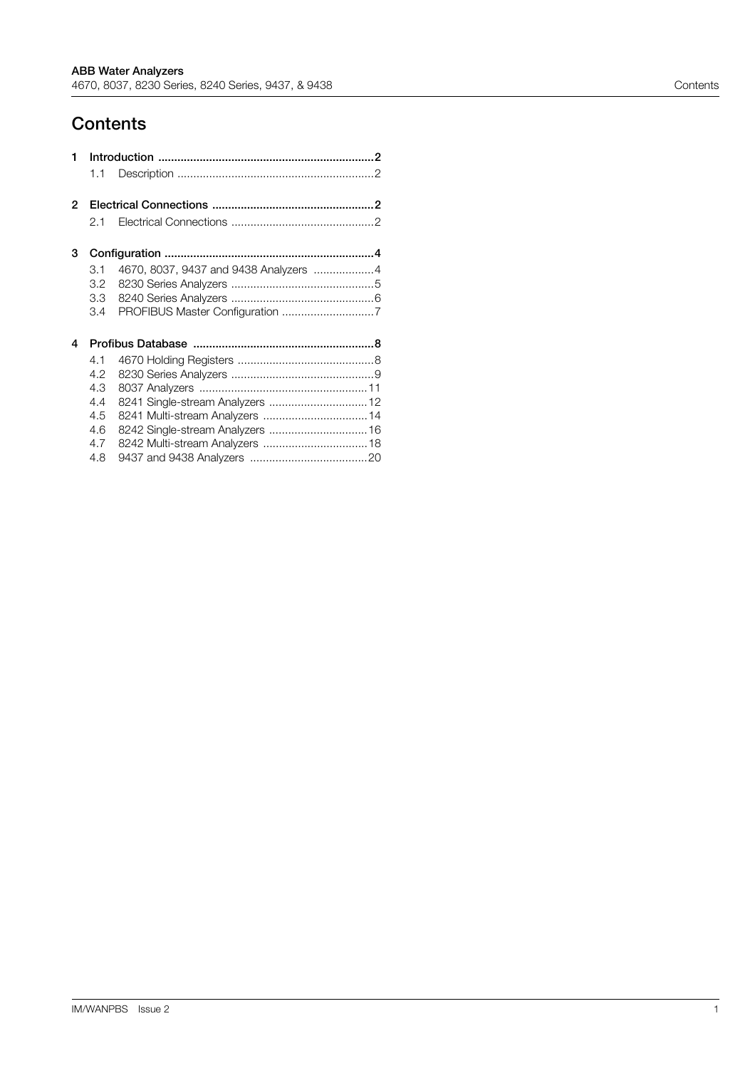# Contents

1 Introduction .................................................................2
   1.1 Description ..........................................................2

2 Electrical Connections ...............................................2
   2.1 Electrical Connections ...........................................2

3 Configuration ...............................................................4
   3.1 4670, 8037, 9437 and 9438 Analyzers ..................4
   3.2 8230 Series Analyzers ...........................................5
   3.3 8240 Series Analyzers ...........................................6
   3.4 PROFIBUS Master Configuration ............................7

4 Profibus Database ......................................................8
   4.1 4670 Holding Registers ..........................................8
   4.2 8230 Series Analyzers ...........................................9
   4.3 8037 Analyzers ....................................................11
   4.4 8241 Single-stream Analyzers ..............................12
   4.5 8241 Multi-stream Analyzers ................................14
   4.6 8242 Single-stream Analyzers ..............................16
   4.7 8242 Multi-stream Analyzers ................................18
   4.8 9437 and 9438 Analyzers ....................................20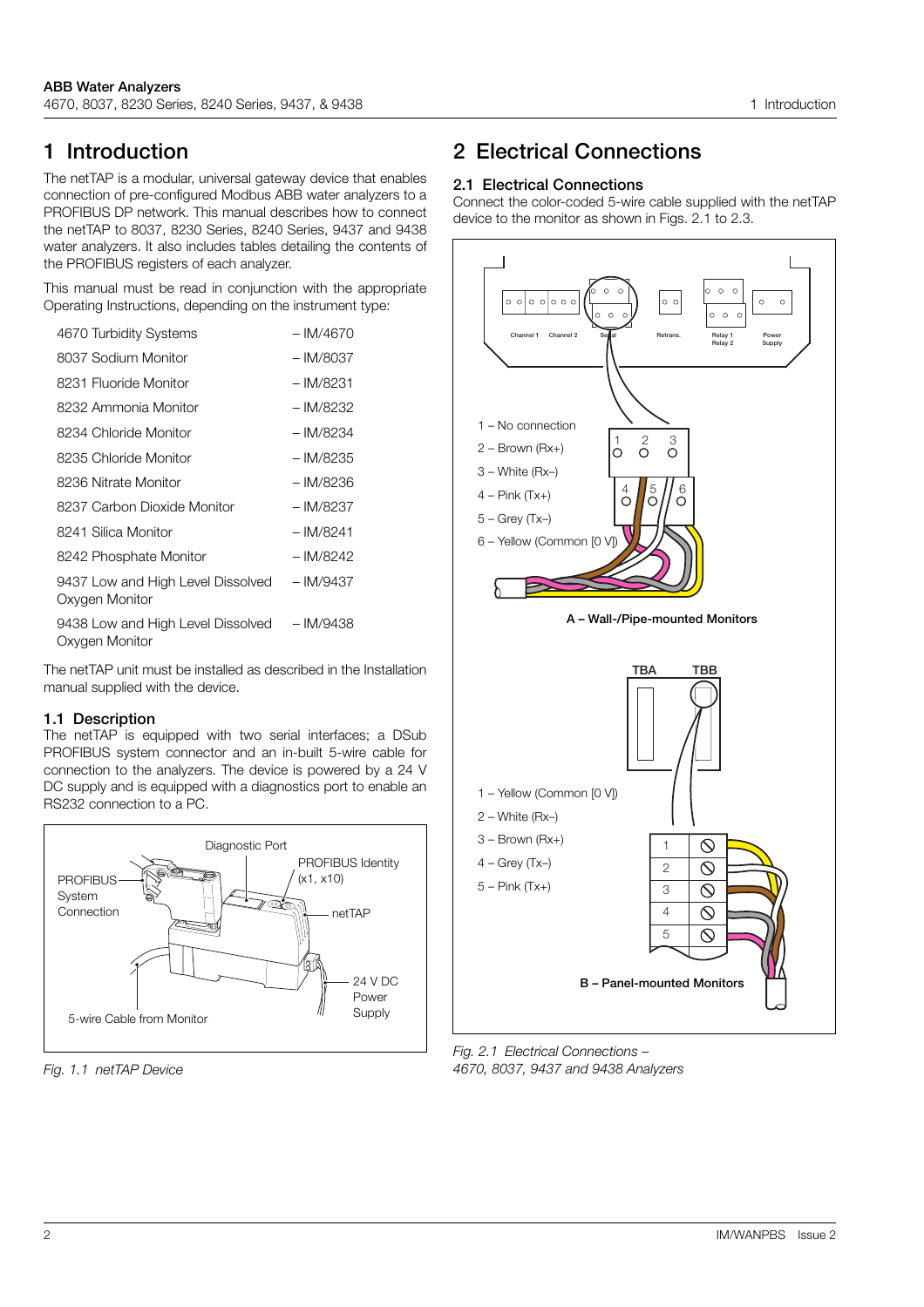# 1 Introduction

The netTAP is a modular, universal gateway device that enables connection of pre-configured Modbus ABB water analyzers to a PROFIBUS DP network. This manual describes how to connect the netTAP to 8037, 8230 Series, 8240 Series, 9437 and 9438 water analyzers. It also includes tables detailing the contents of the PROFIBUS registers of each analyzer.

This manual must be read in conjunction with the appropriate Operating Instructions, depending on the instrument type:

| | |
|---|---|
| 4670 Turbidity Systems | – IM/4670 |
| 8037 Sodium Monitor | – IM/8037 |
| 8231 Fluoride Monitor | – IM/8231 |
| 8232 Ammonia Monitor | – IM/8232 |
| 8234 Chloride Monitor | – IM/8234 |
| 8235 Chloride Monitor | – IM/8235 |
| 8236 Nitrate Monitor | – IM/8236 |
| 8237 Carbon Dioxide Monitor | – IM/8237 |
| 8241 Silica Monitor | – IM/8241 |
| 8242 Phosphate Monitor | – IM/8242 |
| 9437 Low and High Level Dissolved Oxygen Monitor | – IM/9437 |
| 9438 Low and High Level Dissolved Oxygen Monitor | – IM/9438 |

The netTAP unit must be installed as described in the Installation manual supplied with the device.

## 1.1 Description

The netTAP is equipped with two serial interfaces; a DSub PROFIBUS system connector and an in-built 5-wire cable for connection to the analyzers. The device is powered by a 24 V DC supply and is equipped with a diagnostics port to enable an RS232 connection to a PC.

PROFIBUS System Connection

Diagnostic Port

PROFIBUS Identity (x1, x10)

netTAP

24 V DC Power Supply

5-wire Cable from Monitor

*Fig. 1.1 netTAP Device*

# 2 Electrical Connections

## 2.1 Electrical Connections

Connect the color-coded 5-wire cable supplied with the netTAP device to the monitor as shown in Figs. 2.1 to 2.3.

Channel 1 | Channel 2 | Serial | Retrans. | Relay 1 Relay 2 | Power Supply

1 – No connection
2 – Brown (Rx+)
3 – White (Rx–)
4 – Pink (Tx+)
5 – Grey (Tx–)
6 – Yellow (Common [0 V])

**A – Wall-/Pipe-mounted Monitors**

TBA | TBB

1 – Yellow (Common [0 V])
2 – White (Rx–)
3 – Brown (Rx+)
4 – Grey (Tx–)
5 – Pink (Tx+)

**B – Panel-mounted Monitors**

*Fig. 2.1 Electrical Connections – 4670, 8037, 9437 and 9438 Analyzers*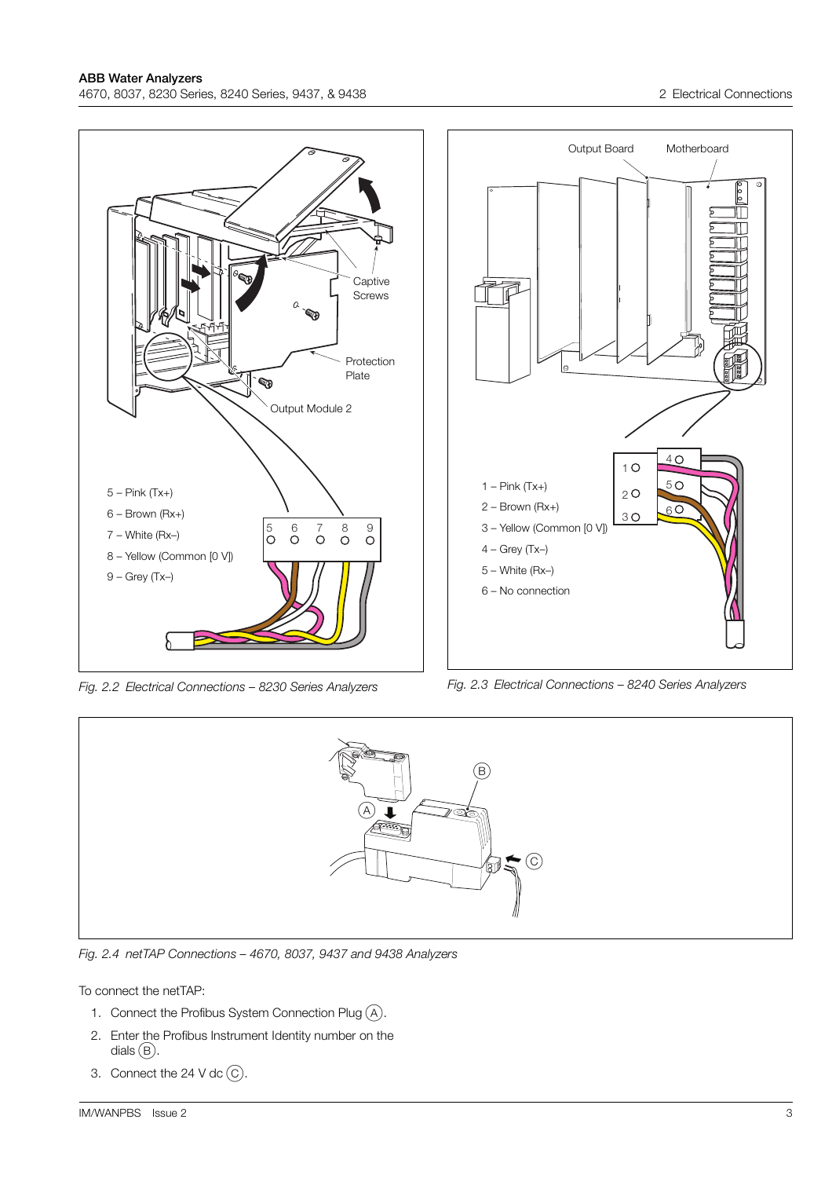5 – Pink (Tx+)

6 – Brown (Rx+)

7 – White (Rx–)

8 – Yellow (Common [0 V])

9 – Grey (Tx–)

*Fig. 2.2 Electrical Connections – 8230 Series Analyzers*

1 – Pink (Tx+)

2 – Brown (Rx+)

3 – Yellow (Common [0 V])

4 – Grey (Tx–)

5 – White (Rx–)

6 – No connection

*Fig. 2.3 Electrical Connections – 8240 Series Analyzers*

*Fig. 2.4 netTAP Connections – 4670, 8037, 9437 and 9438 Analyzers*

To connect the netTAP:

1. Connect the Profibus System Connection Plug (A).
2. Enter the Profibus Instrument Identity number on the dials (B).
3. Connect the 24 V dc (C).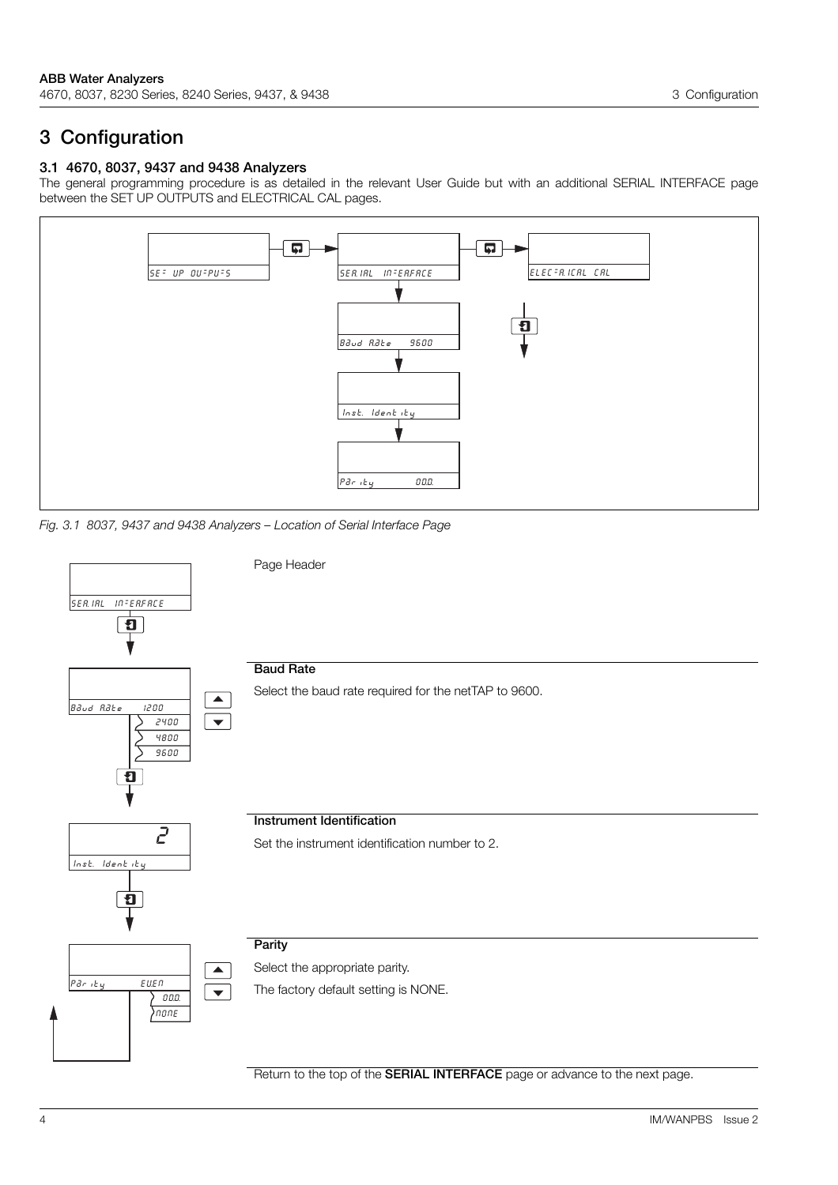# 3 Configuration

## 3.1 4670, 8037, 9437 and 9438 Analyzers

The general programming procedure is as detailed in the relevant User Guide but with an additional SERIAL INTERFACE page between the SET UP OUTPUTS and ELECTRICAL CAL pages.

SET UP OUTPUTS → SERIAL INTERFACE → ELECTRICAL CAL

Baud Rate 9600

Inst. Identity

Parity ODD

*Fig. 3.1 8037, 9437 and 9438 Analyzers – Location of Serial Interface Page*

SERIAL INTERFACE

Page Header

Baud Rate 1200 / 2400 / 4800 / 9600

**Baud Rate**

Select the baud rate required for the netTAP to 9600.

2

Inst. Identity

**Instrument Identification**

Set the instrument identification number to 2.

Parity EVEN / ODD / NONE

**Parity**

Select the appropriate parity.

The factory default setting is NONE.

Return to the top of the **SERIAL INTERFACE** page or advance to the next page.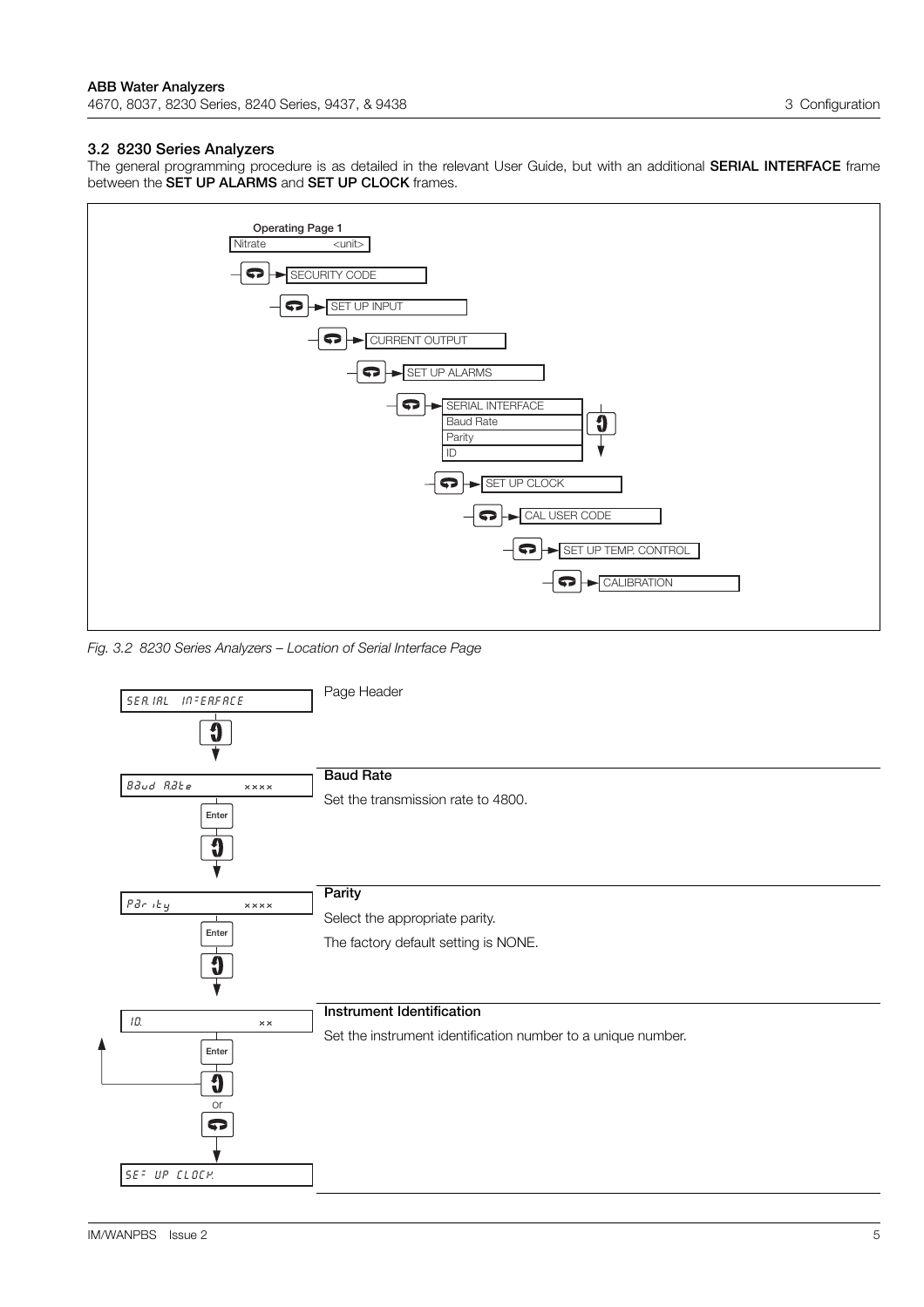## 3.2 8230 Series Analyzers

The general programming procedure is as detailed in the relevant User Guide, but with an additional **SERIAL INTERFACE** frame between the **SET UP ALARMS** and **SET UP CLOCK** frames.

Operating Page 1

Nitrate <unit>

SECURITY CODE

SET UP INPUT

CURRENT OUTPUT

SET UP ALARMS

SERIAL INTERFACE

Baud Rate

Parity

ID

SET UP CLOCK

CAL USER CODE

SET UP TEMP. CONTROL

CALIBRATION

*Fig. 3.2 8230 Series Analyzers – Location of Serial Interface Page*

SERIAL INTERFACE

Page Header

Baud Rate xxxx

**Baud Rate**

Set the transmission rate to 4800.

Parity xxxx

**Parity**

Select the appropriate parity.

The factory default setting is NONE.

ID. xx

**Instrument Identification**

Set the instrument identification number to a unique number.

SET UP CLOCK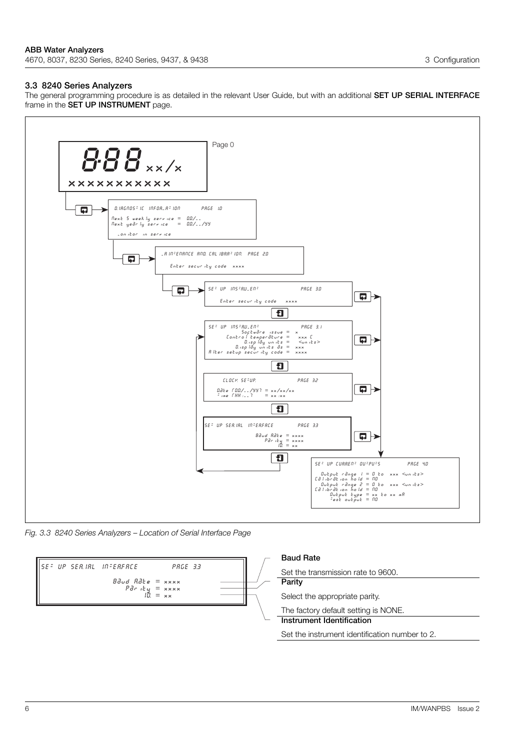### 3.3 8240 Series Analyzers

The general programming procedure is as detailed in the relevant User Guide, but with an additional **SET UP SERIAL INTERFACE** frame in the **SET UP INSTRUMENT** page.

*Fig. 3.3 8240 Series Analyzers – Location of Serial Interface Page*

```
SET UP SERIAL INTERFACE          PAGE 33

              Baud Rate = xxxx
                 Parity = xxxx
                    ID. = xx
```

**Baud Rate**

Set the transmission rate to 9600.

**Parity**

Select the appropriate parity.

The factory default setting is NONE.

**Instrument Identification**

Set the instrument identification number to 2.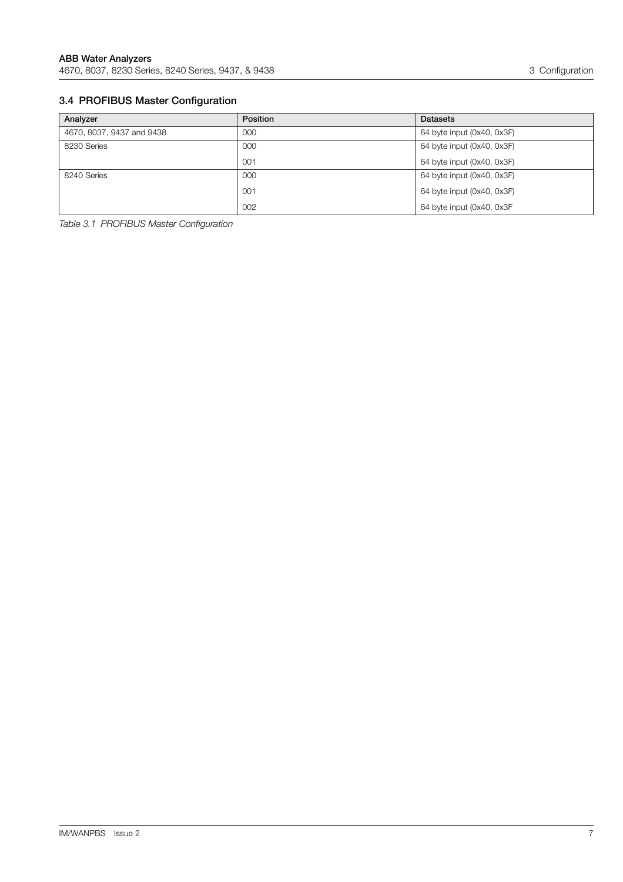## 3.4 PROFIBUS Master Configuration

| Analyzer | Position | Datasets |
| --- | --- | --- |
| 4670, 8037, 9437 and 9438 | 000 | 64 byte input (0x40, 0x3F) |
| 8230 Series | 000 | 64 byte input (0x40, 0x3F) |
| | 001 | 64 byte input (0x40, 0x3F) |
| 8240 Series | 000 | 64 byte input (0x40, 0x3F) |
| | 001 | 64 byte input (0x40, 0x3F) |
| | 002 | 64 byte input (0x40, 0x3F |

*Table 3.1 PROFIBUS Master Configuration*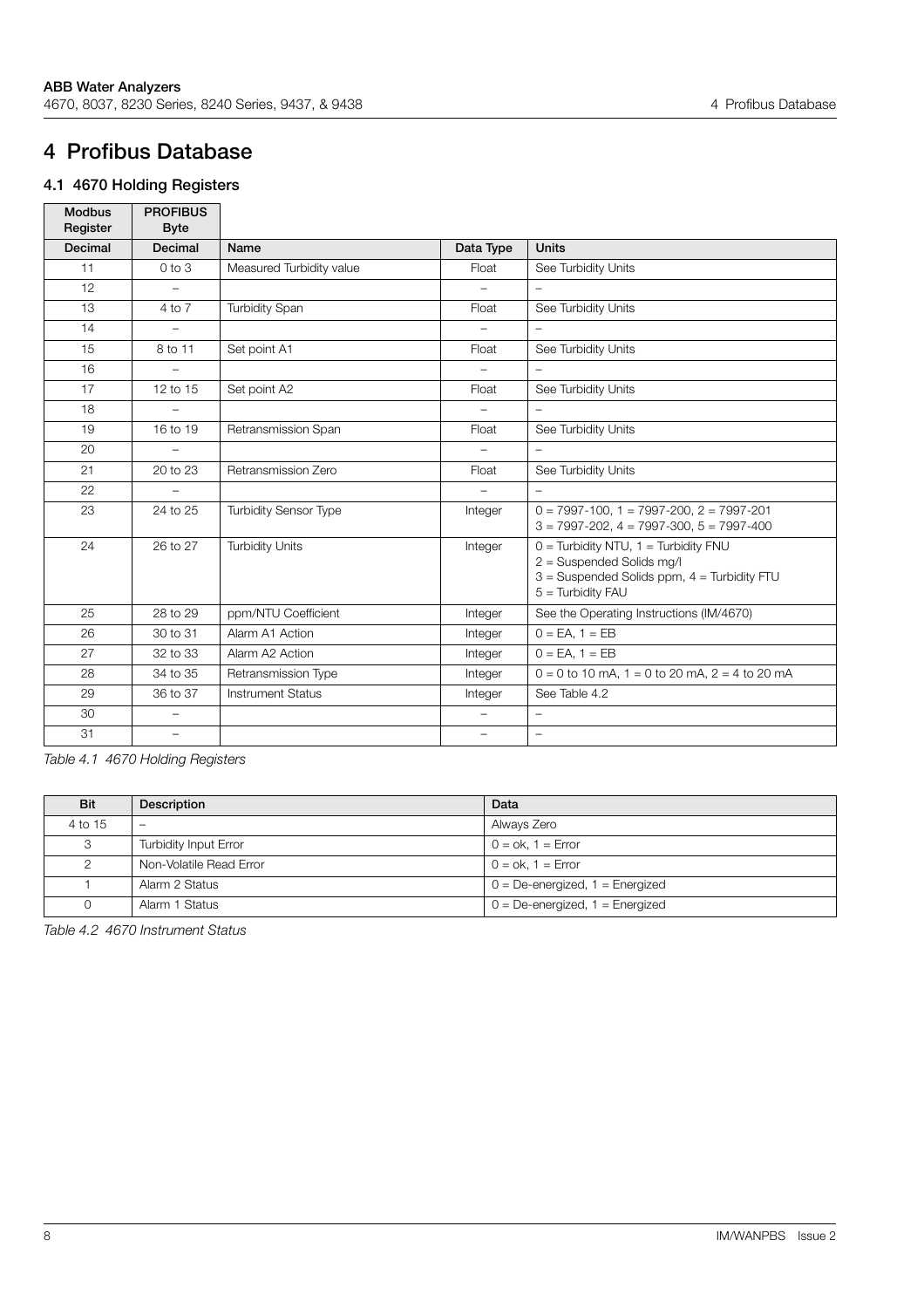# 4 Profibus Database

## 4.1 4670 Holding Registers

| Modbus Register | PROFIBUS Byte | | | |
|---|---|---|---|---|
| Decimal | Decimal | Name | Data Type | Units |
| 11 | 0 to 3 | Measured Turbidity value | Float | See Turbidity Units |
| 12 | – | | – | – |
| 13 | 4 to 7 | Turbidity Span | Float | See Turbidity Units |
| 14 | – | | – | – |
| 15 | 8 to 11 | Set point A1 | Float | See Turbidity Units |
| 16 | – | | – | – |
| 17 | 12 to 15 | Set point A2 | Float | See Turbidity Units |
| 18 | – | | – | – |
| 19 | 16 to 19 | Retransmission Span | Float | See Turbidity Units |
| 20 | – | | – | – |
| 21 | 20 to 23 | Retransmission Zero | Float | See Turbidity Units |
| 22 | – | | – | – |
| 23 | 24 to 25 | Turbidity Sensor Type | Integer | 0 = 7997-100, 1 = 7997-200, 2 = 7997-201<br>3 = 7997-202, 4 = 7997-300, 5 = 7997-400 |
| 24 | 26 to 27 | Turbidity Units | Integer | 0 = Turbidity NTU, 1 = Turbidity FNU<br>2 = Suspended Solids mg/l<br>3 = Suspended Solids ppm, 4 = Turbidity FTU<br>5 = Turbidity FAU |
| 25 | 28 to 29 | ppm/NTU Coefficient | Integer | See the Operating Instructions (IM/4670) |
| 26 | 30 to 31 | Alarm A1 Action | Integer | 0 = EA, 1 = EB |
| 27 | 32 to 33 | Alarm A2 Action | Integer | 0 = EA, 1 = EB |
| 28 | 34 to 35 | Retransmission Type | Integer | 0 = 0 to 10 mA, 1 = 0 to 20 mA, 2 = 4 to 20 mA |
| 29 | 36 to 37 | Instrument Status | Integer | See Table 4.2 |
| 30 | – | | – | – |
| 31 | – | | – | – |

*Table 4.1 4670 Holding Registers*

| Bit | Description | Data |
|---|---|---|
| 4 to 15 | – | Always Zero |
| 3 | Turbidity Input Error | 0 = ok, 1 = Error |
| 2 | Non-Volatile Read Error | 0 = ok, 1 = Error |
| 1 | Alarm 2 Status | 0 = De-energized, 1 = Energized |
| 0 | Alarm 1 Status | 0 = De-energized, 1 = Energized |

*Table 4.2 4670 Instrument Status*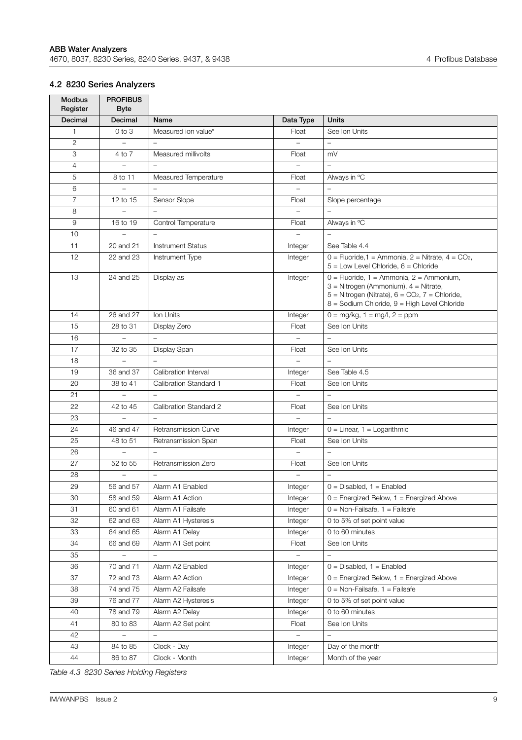## 4.2 8230 Series Analyzers

| Modbus Register | PROFIBUS Byte | | | |
|---|---|---|---|---|
| **Decimal** | **Decimal** | **Name** | **Data Type** | **Units** |
| 1 | 0 to 3 | Measured ion value* | Float | See Ion Units |
| 2 | – | – | – | – |
| 3 | 4 to 7 | Measured millivolts | Float | mV |
| 4 | – | – | – | – |
| 5 | 8 to 11 | Measured Temperature | Float | Always in ºC |
| 6 | – | – | – | – |
| 7 | 12 to 15 | Sensor Slope | Float | Slope percentage |
| 8 | – | – | – | – |
| 9 | 16 to 19 | Control Temperature | Float | Always in ºC |
| 10 | – | – | – | – |
| 11 | 20 and 21 | Instrument Status | Integer | See Table 4.4 |
| 12 | 22 and 23 | Instrument Type | Integer | 0 = Fluoride,1 = Ammonia, 2 = Nitrate, 4 = $CO_2$, 5 = Low Level Chloride, 6 = Chloride |
| 13 | 24 and 25 | Display as | Integer | 0 = Fluoride, 1 = Ammonia, 2 = Ammonium, 3 = Nitrogen (Ammonium), 4 = Nitrate, 5 = Nitrogen (Nitrate), 6 = $CO_2$, 7 = Chloride, 8 = Sodium Chloride, 9 = High Level Chloride |
| 14 | 26 and 27 | Ion Units | Integer | 0 = mg/kg, 1 = mg/l, 2 = ppm |
| 15 | 28 to 31 | Display Zero | Float | See Ion Units |
| 16 | – | – | – | – |
| 17 | 32 to 35 | Display Span | Float | See Ion Units |
| 18 | – | – | – | – |
| 19 | 36 and 37 | Calibration Interval | Integer | See Table 4.5 |
| 20 | 38 to 41 | Calibration Standard 1 | Float | See Ion Units |
| 21 | – | – | – | – |
| 22 | 42 to 45 | Calibration Standard 2 | Float | See Ion Units |
| 23 | – | – | – | – |
| 24 | 46 and 47 | Retransmission Curve | Integer | 0 = Linear, 1 = Logarithmic |
| 25 | 48 to 51 | Retransmission Span | Float | See Ion Units |
| 26 | – | – | – | – |
| 27 | 52 to 55 | Retransmission Zero | Float | See Ion Units |
| 28 | – | – | – | – |
| 29 | 56 and 57 | Alarm A1 Enabled | Integer | 0 = Disabled, 1 = Enabled |
| 30 | 58 and 59 | Alarm A1 Action | Integer | 0 = Energized Below, 1 = Energized Above |
| 31 | 60 and 61 | Alarm A1 Failsafe | Integer | 0 = Non-Failsafe, 1 = Failsafe |
| 32 | 62 and 63 | Alarm A1 Hysteresis | Integer | 0 to 5% of set point value |
| 33 | 64 and 65 | Alarm A1 Delay | Integer | 0 to 60 minutes |
| 34 | 66 and 69 | Alarm A1 Set point | Float | See Ion Units |
| 35 | – | – | – | – |
| 36 | 70 and 71 | Alarm A2 Enabled | Integer | 0 = Disabled, 1 = Enabled |
| 37 | 72 and 73 | Alarm A2 Action | Integer | 0 = Energized Below, 1 = Energized Above |
| 38 | 74 and 75 | Alarm A2 Failsafe | Integer | 0 = Non-Failsafe, 1 = Failsafe |
| 39 | 76 and 77 | Alarm A2 Hysteresis | Integer | 0 to 5% of set point value |
| 40 | 78 and 79 | Alarm A2 Delay | Integer | 0 to 60 minutes |
| 41 | 80 to 83 | Alarm A2 Set point | Float | See Ion Units |
| 42 | – | – | – | – |
| 43 | 84 to 85 | Clock - Day | Integer | Day of the month |
| 44 | 86 to 87 | Clock - Month | Integer | Month of the year |

*Table 4.3 8230 Series Holding Registers*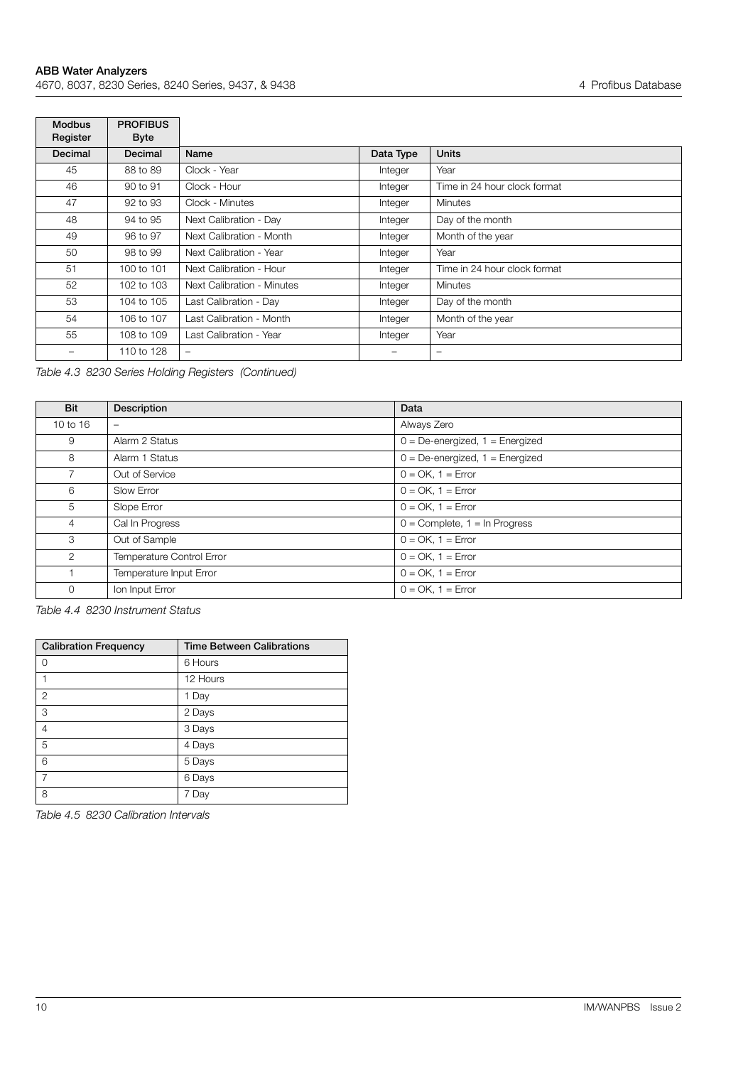| Modbus Register | PROFIBUS Byte | | | |
|---|---|---|---|---|
| Decimal | Decimal | Name | Data Type | Units |
| 45 | 88 to 89 | Clock - Year | Integer | Year |
| 46 | 90 to 91 | Clock - Hour | Integer | Time in 24 hour clock format |
| 47 | 92 to 93 | Clock - Minutes | Integer | Minutes |
| 48 | 94 to 95 | Next Calibration - Day | Integer | Day of the month |
| 49 | 96 to 97 | Next Calibration - Month | Integer | Month of the year |
| 50 | 98 to 99 | Next Calibration - Year | Integer | Year |
| 51 | 100 to 101 | Next Calibration - Hour | Integer | Time in 24 hour clock format |
| 52 | 102 to 103 | Next Calibration - Minutes | Integer | Minutes |
| 53 | 104 to 105 | Last Calibration - Day | Integer | Day of the month |
| 54 | 106 to 107 | Last Calibration - Month | Integer | Month of the year |
| 55 | 108 to 109 | Last Calibration - Year | Integer | Year |
| – | 110 to 128 | – | – | – |

*Table 4.3 8230 Series Holding Registers (Continued)*

| Bit | Description | Data |
|---|---|---|
| 10 to 16 | – | Always Zero |
| 9 | Alarm 2 Status | 0 = De-energized, 1 = Energized |
| 8 | Alarm 1 Status | 0 = De-energized, 1 = Energized |
| 7 | Out of Service | 0 = OK, 1 = Error |
| 6 | Slow Error | 0 = OK, 1 = Error |
| 5 | Slope Error | 0 = OK, 1 = Error |
| 4 | Cal In Progress | 0 = Complete, 1 = In Progress |
| 3 | Out of Sample | 0 = OK, 1 = Error |
| 2 | Temperature Control Error | 0 = OK, 1 = Error |
| 1 | Temperature Input Error | 0 = OK, 1 = Error |
| 0 | Ion Input Error | 0 = OK, 1 = Error |

*Table 4.4 8230 Instrument Status*

| Calibration Frequency | Time Between Calibrations |
|---|---|
| 0 | 6 Hours |
| 1 | 12 Hours |
| 2 | 1 Day |
| 3 | 2 Days |
| 4 | 3 Days |
| 5 | 4 Days |
| 6 | 5 Days |
| 7 | 6 Days |
| 8 | 7 Day |

*Table 4.5 8230 Calibration Intervals*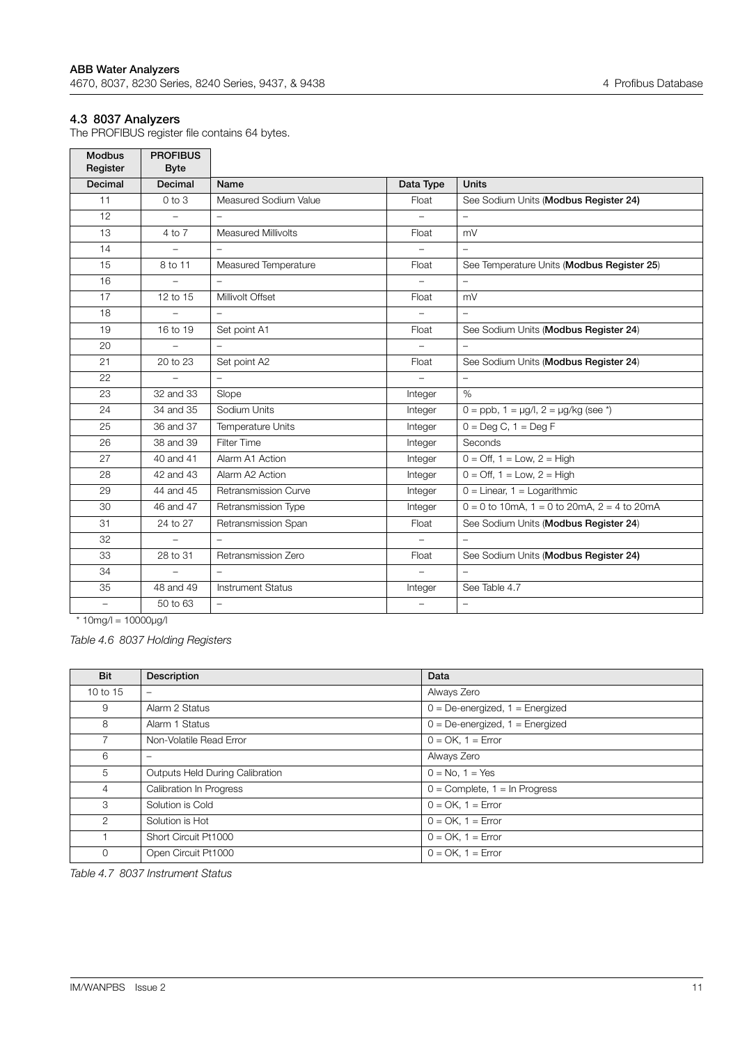## 4.3 8037 Analyzers

The PROFIBUS register file contains 64 bytes.

| Modbus Register | PROFIBUS Byte | | | |
|---|---|---|---|---|
| **Decimal** | **Decimal** | **Name** | **Data Type** | **Units** |
| 11 | 0 to 3 | Measured Sodium Value | Float | See Sodium Units (**Modbus Register 24)** |
| 12 | – | – | – | – |
| 13 | 4 to 7 | Measured Millivolts | Float | mV |
| 14 | – | – | – | – |
| 15 | 8 to 11 | Measured Temperature | Float | See Temperature Units (**Modbus Register 25**) |
| 16 | – | – | – | – |
| 17 | 12 to 15 | Millivolt Offset | Float | mV |
| 18 | – | – | – | – |
| 19 | 16 to 19 | Set point A1 | Float | See Sodium Units (**Modbus Register 24**) |
| 20 | – | – | – | – |
| 21 | 20 to 23 | Set point A2 | Float | See Sodium Units (**Modbus Register 24**) |
| 22 | – | – | – | – |
| 23 | 32 and 33 | Slope | Integer | % |
| 24 | 34 and 35 | Sodium Units | Integer | 0 = ppb, 1 = µg/l, 2 = µg/kg (see *) |
| 25 | 36 and 37 | Temperature Units | Integer | 0 = Deg C, 1 = Deg F |
| 26 | 38 and 39 | Filter Time | Integer | Seconds |
| 27 | 40 and 41 | Alarm A1 Action | Integer | 0 = Off, 1 = Low, 2 = High |
| 28 | 42 and 43 | Alarm A2 Action | Integer | 0 = Off, 1 = Low, 2 = High |
| 29 | 44 and 45 | Retransmission Curve | Integer | 0 = Linear, 1 = Logarithmic |
| 30 | 46 and 47 | Retransmission Type | Integer | 0 = 0 to 10mA, 1 = 0 to 20mA, 2 = 4 to 20mA |
| 31 | 24 to 27 | Retransmission Span | Float | See Sodium Units (**Modbus Register 24**) |
| 32 | – | – | – | – |
| 33 | 28 to 31 | Retransmission Zero | Float | See Sodium Units (**Modbus Register 24)** |
| 34 | – | – | – | – |
| 35 | 48 and 49 | Instrument Status | Integer | See Table 4.7 |
| – | 50 to 63 | – | – | – |

\* 10mg/l = 10000µg/l

*Table 4.6 8037 Holding Registers*

| Bit | Description | Data |
|---|---|---|
| 10 to 15 | – | Always Zero |
| 9 | Alarm 2 Status | 0 = De-energized, 1 = Energized |
| 8 | Alarm 1 Status | 0 = De-energized, 1 = Energized |
| 7 | Non-Volatile Read Error | 0 = OK, 1 = Error |
| 6 | – | Always Zero |
| 5 | Outputs Held During Calibration | 0 = No, 1 = Yes |
| 4 | Calibration In Progress | 0 = Complete, 1 = In Progress |
| 3 | Solution is Cold | 0 = OK, 1 = Error |
| 2 | Solution is Hot | 0 = OK, 1 = Error |
| 1 | Short Circuit Pt1000 | 0 = OK, 1 = Error |
| 0 | Open Circuit Pt1000 | 0 = OK, 1 = Error |

*Table 4.7 8037 Instrument Status*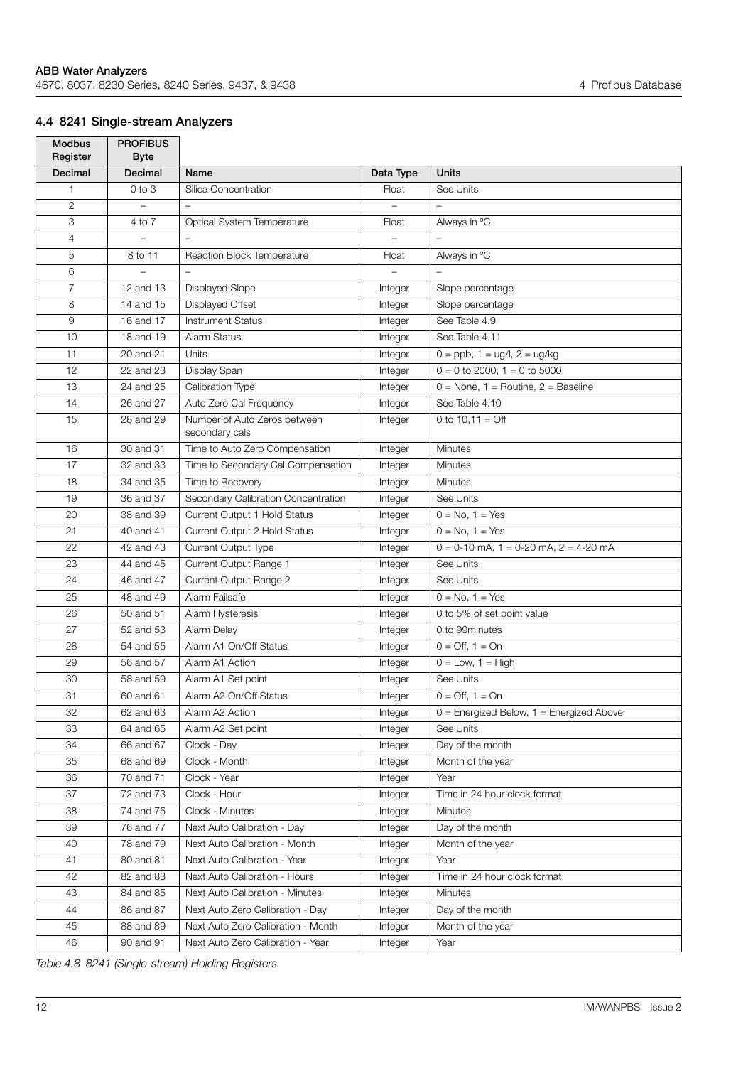## 4.4 8241 Single-stream Analyzers

| Modbus Register | PROFIBUS Byte | | | |
|---|---|---|---|---|
| **Decimal** | **Decimal** | **Name** | **Data Type** | **Units** |
| 1 | 0 to 3 | Silica Concentration | Float | See Units |
| 2 | – | – | – | – |
| 3 | 4 to 7 | Optical System Temperature | Float | Always in ºC |
| 4 | – | – | – | – |
| 5 | 8 to 11 | Reaction Block Temperature | Float | Always in ºC |
| 6 | – | – | – | – |
| 7 | 12 and 13 | Displayed Slope | Integer | Slope percentage |
| 8 | 14 and 15 | Displayed Offset | Integer | Slope percentage |
| 9 | 16 and 17 | Instrument Status | Integer | See Table 4.9 |
| 10 | 18 and 19 | Alarm Status | Integer | See Table 4.11 |
| 11 | 20 and 21 | Units | Integer | 0 = ppb, 1 = ug/l, 2 = ug/kg |
| 12 | 22 and 23 | Display Span | Integer | 0 = 0 to 2000, 1 = 0 to 5000 |
| 13 | 24 and 25 | Calibration Type | Integer | 0 = None, 1 = Routine, 2 = Baseline |
| 14 | 26 and 27 | Auto Zero Cal Frequency | Integer | See Table 4.10 |
| 15 | 28 and 29 | Number of Auto Zeros between secondary cals | Integer | 0 to 10,11 = Off |
| 16 | 30 and 31 | Time to Auto Zero Compensation | Integer | Minutes |
| 17 | 32 and 33 | Time to Secondary Cal Compensation | Integer | Minutes |
| 18 | 34 and 35 | Time to Recovery | Integer | Minutes |
| 19 | 36 and 37 | Secondary Calibration Concentration | Integer | See Units |
| 20 | 38 and 39 | Current Output 1 Hold Status | Integer | 0 = No, 1 = Yes |
| 21 | 40 and 41 | Current Output 2 Hold Status | Integer | 0 = No, 1 = Yes |
| 22 | 42 and 43 | Current Output Type | Integer | 0 = 0-10 mA, 1 = 0-20 mA, 2 = 4-20 mA |
| 23 | 44 and 45 | Current Output Range 1 | Integer | See Units |
| 24 | 46 and 47 | Current Output Range 2 | Integer | See Units |
| 25 | 48 and 49 | Alarm Failsafe | Integer | 0 = No, 1 = Yes |
| 26 | 50 and 51 | Alarm Hysteresis | Integer | 0 to 5% of set point value |
| 27 | 52 and 53 | Alarm Delay | Integer | 0 to 99minutes |
| 28 | 54 and 55 | Alarm A1 On/Off Status | Integer | 0 = Off, 1 = On |
| 29 | 56 and 57 | Alarm A1 Action | Integer | 0 = Low, 1 = High |
| 30 | 58 and 59 | Alarm A1 Set point | Integer | See Units |
| 31 | 60 and 61 | Alarm A2 On/Off Status | Integer | 0 = Off, 1 = On |
| 32 | 62 and 63 | Alarm A2 Action | Integer | 0 = Energized Below, 1 = Energized Above |
| 33 | 64 and 65 | Alarm A2 Set point | Integer | See Units |
| 34 | 66 and 67 | Clock - Day | Integer | Day of the month |
| 35 | 68 and 69 | Clock - Month | Integer | Month of the year |
| 36 | 70 and 71 | Clock - Year | Integer | Year |
| 37 | 72 and 73 | Clock - Hour | Integer | Time in 24 hour clock format |
| 38 | 74 and 75 | Clock - Minutes | Integer | Minutes |
| 39 | 76 and 77 | Next Auto Calibration - Day | Integer | Day of the month |
| 40 | 78 and 79 | Next Auto Calibration - Month | Integer | Month of the year |
| 41 | 80 and 81 | Next Auto Calibration - Year | Integer | Year |
| 42 | 82 and 83 | Next Auto Calibration - Hours | Integer | Time in 24 hour clock format |
| 43 | 84 and 85 | Next Auto Calibration - Minutes | Integer | Minutes |
| 44 | 86 and 87 | Next Auto Zero Calibration - Day | Integer | Day of the month |
| 45 | 88 and 89 | Next Auto Zero Calibration - Month | Integer | Month of the year |
| 46 | 90 and 91 | Next Auto Zero Calibration - Year | Integer | Year |

*Table 4.8 8241 (Single-stream) Holding Registers*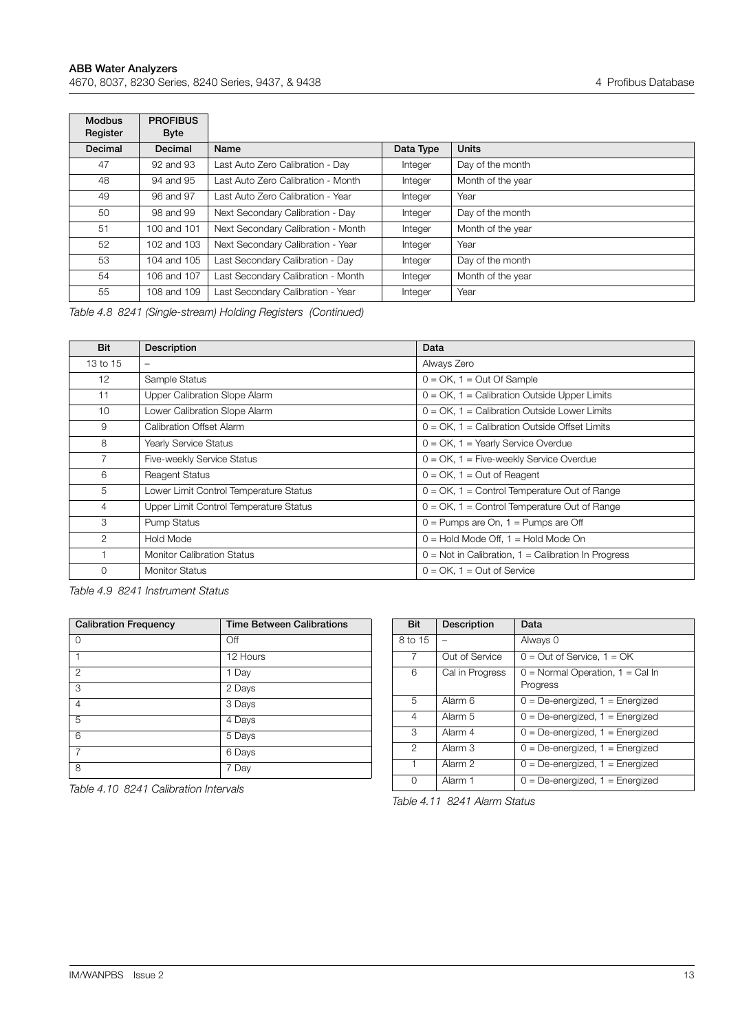| Modbus Register | PROFIBUS Byte | | | |
|---|---|---|---|---|
| Decimal | Decimal | Name | Data Type | Units |
| 47 | 92 and 93 | Last Auto Zero Calibration - Day | Integer | Day of the month |
| 48 | 94 and 95 | Last Auto Zero Calibration - Month | Integer | Month of the year |
| 49 | 96 and 97 | Last Auto Zero Calibration - Year | Integer | Year |
| 50 | 98 and 99 | Next Secondary Calibration - Day | Integer | Day of the month |
| 51 | 100 and 101 | Next Secondary Calibration - Month | Integer | Month of the year |
| 52 | 102 and 103 | Next Secondary Calibration - Year | Integer | Year |
| 53 | 104 and 105 | Last Secondary Calibration - Day | Integer | Day of the month |
| 54 | 106 and 107 | Last Secondary Calibration - Month | Integer | Month of the year |
| 55 | 108 and 109 | Last Secondary Calibration - Year | Integer | Year |

*Table 4.8 8241 (Single-stream) Holding Registers (Continued)*

| Bit | Description | Data |
|---|---|---|
| 13 to 15 | – | Always Zero |
| 12 | Sample Status | 0 = OK, 1 = Out Of Sample |
| 11 | Upper Calibration Slope Alarm | 0 = OK, 1 = Calibration Outside Upper Limits |
| 10 | Lower Calibration Slope Alarm | 0 = OK, 1 = Calibration Outside Lower Limits |
| 9 | Calibration Offset Alarm | 0 = OK, 1 = Calibration Outside Offset Limits |
| 8 | Yearly Service Status | 0 = OK, 1 = Yearly Service Overdue |
| 7 | Five-weekly Service Status | 0 = OK, 1 = Five-weekly Service Overdue |
| 6 | Reagent Status | 0 = OK, 1 = Out of Reagent |
| 5 | Lower Limit Control Temperature Status | 0 = OK, 1 = Control Temperature Out of Range |
| 4 | Upper Limit Control Temperature Status | 0 = OK, 1 = Control Temperature Out of Range |
| 3 | Pump Status | 0 = Pumps are On, 1 = Pumps are Off |
| 2 | Hold Mode | 0 = Hold Mode Off, 1 = Hold Mode On |
| 1 | Monitor Calibration Status | 0 = Not in Calibration, 1 = Calibration In Progress |
| 0 | Monitor Status | 0 = OK, 1 = Out of Service |

*Table 4.9 8241 Instrument Status*

| Calibration Frequency | Time Between Calibrations |
|---|---|
| 0 | Off |
| 1 | 12 Hours |
| 2 | 1 Day |
| 3 | 2 Days |
| 4 | 3 Days |
| 5 | 4 Days |
| 6 | 5 Days |
| 7 | 6 Days |
| 8 | 7 Day |

*Table 4.10 8241 Calibration Intervals*

| Bit | Description | Data |
|---|---|---|
| 8 to 15 | – | Always 0 |
| 7 | Out of Service | 0 = Out of Service, 1 = OK |
| 6 | Cal in Progress | 0 = Normal Operation, 1 = Cal In Progress |
| 5 | Alarm 6 | 0 = De-energized, 1 = Energized |
| 4 | Alarm 5 | 0 = De-energized, 1 = Energized |
| 3 | Alarm 4 | 0 = De-energized, 1 = Energized |
| 2 | Alarm 3 | 0 = De-energized, 1 = Energized |
| 1 | Alarm 2 | 0 = De-energized, 1 = Energized |
| 0 | Alarm 1 | 0 = De-energized, 1 = Energized |

*Table 4.11 8241 Alarm Status*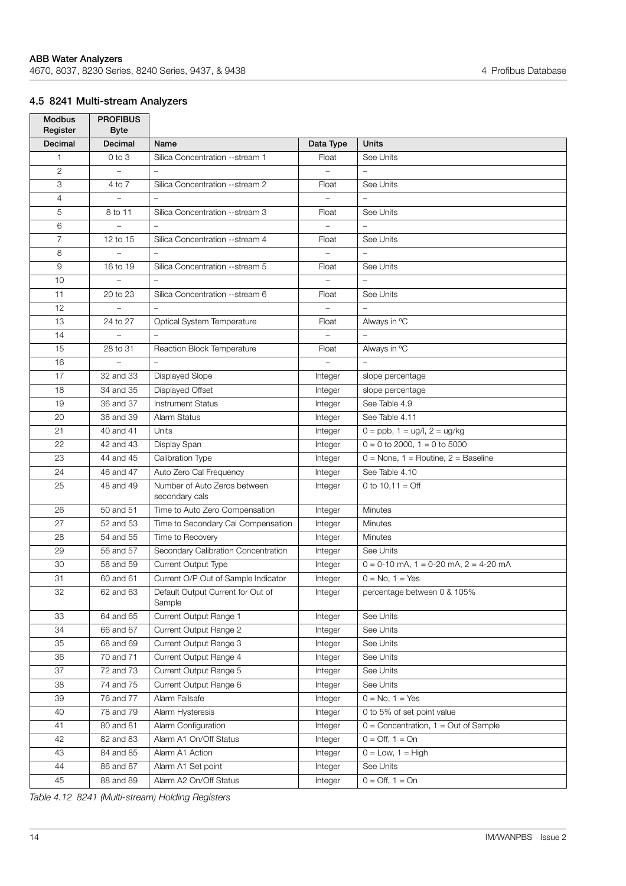## 4.5 8241 Multi-stream Analyzers

| Modbus Register | PROFIBUS Byte | | | |
|---|---|---|---|---|
| **Decimal** | **Decimal** | **Name** | **Data Type** | **Units** |
| 1 | 0 to 3 | Silica Concentration --stream 1 | Float | See Units |
| 2 | – | – | – | – |
| 3 | 4 to 7 | Silica Concentration --stream 2 | Float | See Units |
| 4 | – | – | – | – |
| 5 | 8 to 11 | Silica Concentration --stream 3 | Float | See Units |
| 6 | – | – | – | – |
| 7 | 12 to 15 | Silica Concentration --stream 4 | Float | See Units |
| 8 | – | – | – | – |
| 9 | 16 to 19 | Silica Concentration --stream 5 | Float | See Units |
| 10 | – | – | – | – |
| 11 | 20 to 23 | Silica Concentration --stream 6 | Float | See Units |
| 12 | – | – | – | – |
| 13 | 24 to 27 | Optical System Temperature | Float | Always in ºC |
| 14 | – | – | – | – |
| 15 | 28 to 31 | Reaction Block Temperature | Float | Always in ºC |
| 16 | – | – | – | – |
| 17 | 32 and 33 | Displayed Slope | Integer | slope percentage |
| 18 | 34 and 35 | Displayed Offset | Integer | slope percentage |
| 19 | 36 and 37 | Instrument Status | Integer | See Table 4.9 |
| 20 | 38 and 39 | Alarm Status | Integer | See Table 4.11 |
| 21 | 40 and 41 | Units | Integer | 0 = ppb, 1 = ug/l, 2 = ug/kg |
| 22 | 42 and 43 | Display Span | Integer | 0 = 0 to 2000, 1 = 0 to 5000 |
| 23 | 44 and 45 | Calibration Type | Integer | 0 = None, 1 = Routine, 2 = Baseline |
| 24 | 46 and 47 | Auto Zero Cal Frequency | Integer | See Table 4.10 |
| 25 | 48 and 49 | Number of Auto Zeros between secondary cals | Integer | 0 to 10,11 = Off |
| 26 | 50 and 51 | Time to Auto Zero Compensation | Integer | Minutes |
| 27 | 52 and 53 | Time to Secondary Cal Compensation | Integer | Minutes |
| 28 | 54 and 55 | Time to Recovery | Integer | Minutes |
| 29 | 56 and 57 | Secondary Calibration Concentration | Integer | See Units |
| 30 | 58 and 59 | Current Output Type | Integer | 0 = 0-10 mA, 1 = 0-20 mA, 2 = 4-20 mA |
| 31 | 60 and 61 | Current O/P Out of Sample Indicator | Integer | 0 = No, 1 = Yes |
| 32 | 62 and 63 | Default Output Current for Out of Sample | Integer | percentage between 0 & 105% |
| 33 | 64 and 65 | Current Output Range 1 | Integer | See Units |
| 34 | 66 and 67 | Current Output Range 2 | Integer | See Units |
| 35 | 68 and 69 | Current Output Range 3 | Integer | See Units |
| 36 | 70 and 71 | Current Output Range 4 | Integer | See Units |
| 37 | 72 and 73 | Current Output Range 5 | Integer | See Units |
| 38 | 74 and 75 | Current Output Range 6 | Integer | See Units |
| 39 | 76 and 77 | Alarm Failsafe | Integer | 0 = No, 1 = Yes |
| 40 | 78 and 79 | Alarm Hysteresis | Integer | 0 to 5% of set point value |
| 41 | 80 and 81 | Alarm Configuration | Integer | 0 = Concentration, 1 = Out of Sample |
| 42 | 82 and 83 | Alarm A1 On/Off Status | Integer | 0 = Off, 1 = On |
| 43 | 84 and 85 | Alarm A1 Action | Integer | 0 = Low, 1 = High |
| 44 | 86 and 87 | Alarm A1 Set point | Integer | See Units |
| 45 | 88 and 89 | Alarm A2 On/Off Status | Integer | 0 = Off, 1 = On |

*Table 4.12 8241 (Multi-stream) Holding Registers*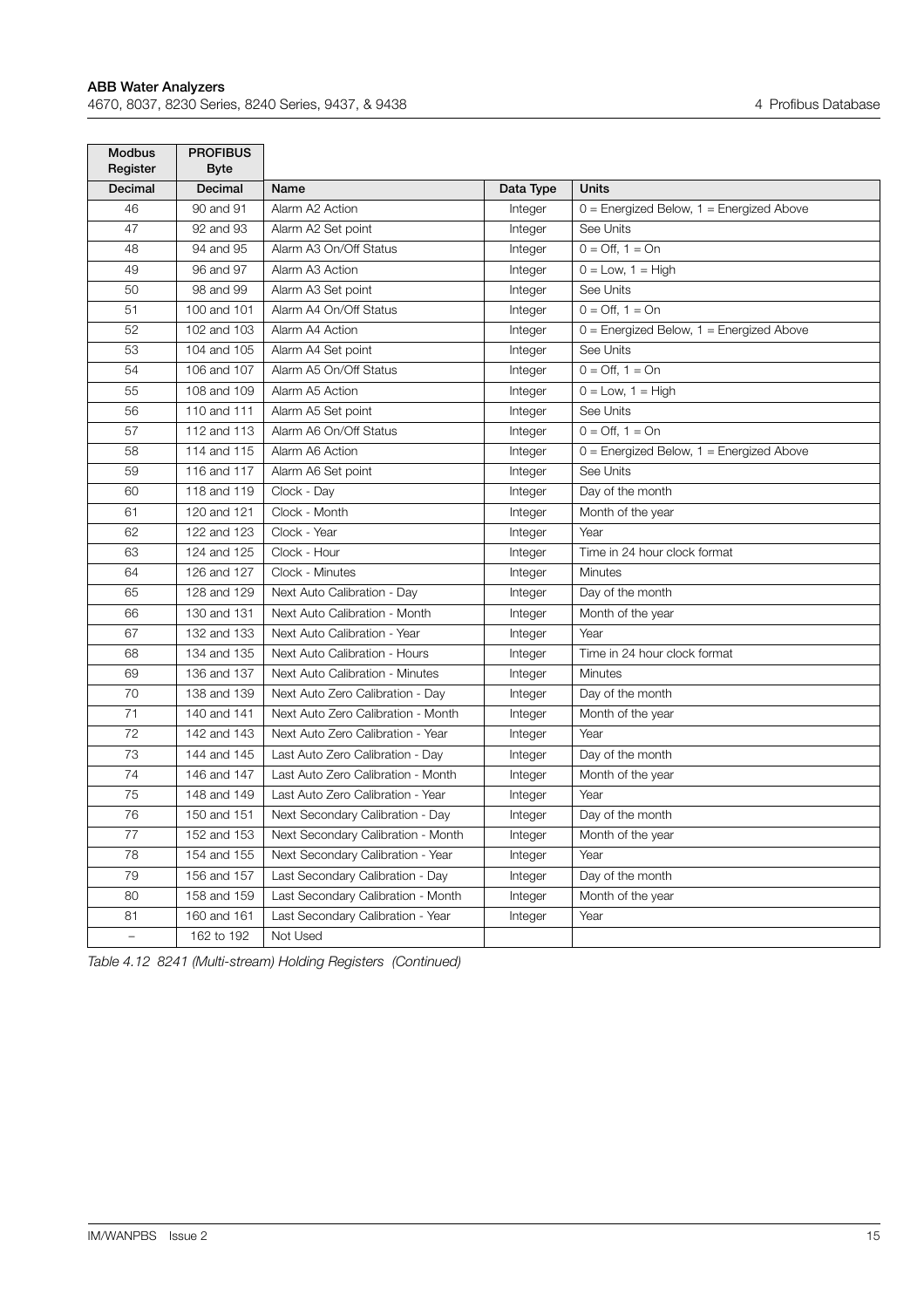| Modbus Register | PROFIBUS Byte | | | |
|---|---|---|---|---|
| Decimal | Decimal | Name | Data Type | Units |
| 46 | 90 and 91 | Alarm A2 Action | Integer | 0 = Energized Below, 1 = Energized Above |
| 47 | 92 and 93 | Alarm A2 Set point | Integer | See Units |
| 48 | 94 and 95 | Alarm A3 On/Off Status | Integer | 0 = Off, 1 = On |
| 49 | 96 and 97 | Alarm A3 Action | Integer | 0 = Low, 1 = High |
| 50 | 98 and 99 | Alarm A3 Set point | Integer | See Units |
| 51 | 100 and 101 | Alarm A4 On/Off Status | Integer | 0 = Off, 1 = On |
| 52 | 102 and 103 | Alarm A4 Action | Integer | 0 = Energized Below, 1 = Energized Above |
| 53 | 104 and 105 | Alarm A4 Set point | Integer | See Units |
| 54 | 106 and 107 | Alarm A5 On/Off Status | Integer | 0 = Off, 1 = On |
| 55 | 108 and 109 | Alarm A5 Action | Integer | 0 = Low, 1 = High |
| 56 | 110 and 111 | Alarm A5 Set point | Integer | See Units |
| 57 | 112 and 113 | Alarm A6 On/Off Status | Integer | 0 = Off, 1 = On |
| 58 | 114 and 115 | Alarm A6 Action | Integer | 0 = Energized Below, 1 = Energized Above |
| 59 | 116 and 117 | Alarm A6 Set point | Integer | See Units |
| 60 | 118 and 119 | Clock - Day | Integer | Day of the month |
| 61 | 120 and 121 | Clock - Month | Integer | Month of the year |
| 62 | 122 and 123 | Clock - Year | Integer | Year |
| 63 | 124 and 125 | Clock - Hour | Integer | Time in 24 hour clock format |
| 64 | 126 and 127 | Clock - Minutes | Integer | Minutes |
| 65 | 128 and 129 | Next Auto Calibration - Day | Integer | Day of the month |
| 66 | 130 and 131 | Next Auto Calibration - Month | Integer | Month of the year |
| 67 | 132 and 133 | Next Auto Calibration - Year | Integer | Year |
| 68 | 134 and 135 | Next Auto Calibration - Hours | Integer | Time in 24 hour clock format |
| 69 | 136 and 137 | Next Auto Calibration - Minutes | Integer | Minutes |
| 70 | 138 and 139 | Next Auto Zero Calibration - Day | Integer | Day of the month |
| 71 | 140 and 141 | Next Auto Zero Calibration - Month | Integer | Month of the year |
| 72 | 142 and 143 | Next Auto Zero Calibration - Year | Integer | Year |
| 73 | 144 and 145 | Last Auto Zero Calibration - Day | Integer | Day of the month |
| 74 | 146 and 147 | Last Auto Zero Calibration - Month | Integer | Month of the year |
| 75 | 148 and 149 | Last Auto Zero Calibration - Year | Integer | Year |
| 76 | 150 and 151 | Next Secondary Calibration - Day | Integer | Day of the month |
| 77 | 152 and 153 | Next Secondary Calibration - Month | Integer | Month of the year |
| 78 | 154 and 155 | Next Secondary Calibration - Year | Integer | Year |
| 79 | 156 and 157 | Last Secondary Calibration - Day | Integer | Day of the month |
| 80 | 158 and 159 | Last Secondary Calibration - Month | Integer | Month of the year |
| 81 | 160 and 161 | Last Secondary Calibration - Year | Integer | Year |
| – | 162 to 192 | Not Used | | |

*Table 4.12 8241 (Multi-stream) Holding Registers (Continued)*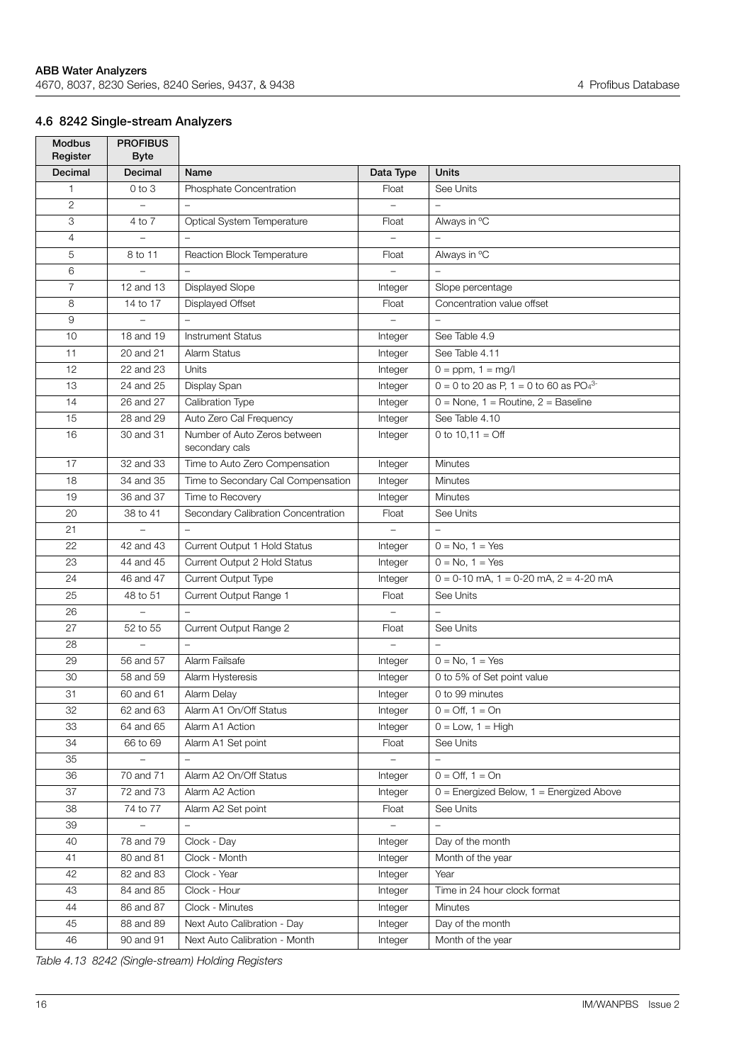## 4.6 8242 Single-stream Analyzers

| Modbus Register | PROFIBUS Byte | | | |
|---|---|---|---|---|
| Decimal | Decimal | Name | Data Type | Units |
| 1 | 0 to 3 | Phosphate Concentration | Float | See Units |
| 2 | – | – | – | – |
| 3 | 4 to 7 | Optical System Temperature | Float | Always in °C |
| 4 | – | – | – | – |
| 5 | 8 to 11 | Reaction Block Temperature | Float | Always in °C |
| 6 | – | – | – | – |
| 7 | 12 and 13 | Displayed Slope | Integer | Slope percentage |
| 8 | 14 to 17 | Displayed Offset | Float | Concentration value offset |
| 9 | – | – | – | – |
| 10 | 18 and 19 | Instrument Status | Integer | See Table 4.9 |
| 11 | 20 and 21 | Alarm Status | Integer | See Table 4.11 |
| 12 | 22 and 23 | Units | Integer | 0 = ppm, 1 = mg/l |
| 13 | 24 and 25 | Display Span | Integer | 0 = 0 to 20 as P, 1 = 0 to 60 as $PO_4^{3-}$ |
| 14 | 26 and 27 | Calibration Type | Integer | 0 = None, 1 = Routine, 2 = Baseline |
| 15 | 28 and 29 | Auto Zero Cal Frequency | Integer | See Table 4.10 |
| 16 | 30 and 31 | Number of Auto Zeros between secondary cals | Integer | 0 to 10,11 = Off |
| 17 | 32 and 33 | Time to Auto Zero Compensation | Integer | Minutes |
| 18 | 34 and 35 | Time to Secondary Cal Compensation | Integer | Minutes |
| 19 | 36 and 37 | Time to Recovery | Integer | Minutes |
| 20 | 38 to 41 | Secondary Calibration Concentration | Float | See Units |
| 21 | – | – | – | – |
| 22 | 42 and 43 | Current Output 1 Hold Status | Integer | 0 = No, 1 = Yes |
| 23 | 44 and 45 | Current Output 2 Hold Status | Integer | 0 = No, 1 = Yes |
| 24 | 46 and 47 | Current Output Type | Integer | 0 = 0-10 mA, 1 = 0-20 mA, 2 = 4-20 mA |
| 25 | 48 to 51 | Current Output Range 1 | Float | See Units |
| 26 | – | – | – | – |
| 27 | 52 to 55 | Current Output Range 2 | Float | See Units |
| 28 | – | – | – | – |
| 29 | 56 and 57 | Alarm Failsafe | Integer | 0 = No, 1 = Yes |
| 30 | 58 and 59 | Alarm Hysteresis | Integer | 0 to 5% of Set point value |
| 31 | 60 and 61 | Alarm Delay | Integer | 0 to 99 minutes |
| 32 | 62 and 63 | Alarm A1 On/Off Status | Integer | 0 = Off, 1 = On |
| 33 | 64 and 65 | Alarm A1 Action | Integer | 0 = Low, 1 = High |
| 34 | 66 to 69 | Alarm A1 Set point | Float | See Units |
| 35 | – | – | – | – |
| 36 | 70 and 71 | Alarm A2 On/Off Status | Integer | 0 = Off, 1 = On |
| 37 | 72 and 73 | Alarm A2 Action | Integer | 0 = Energized Below, 1 = Energized Above |
| 38 | 74 to 77 | Alarm A2 Set point | Float | See Units |
| 39 | – | – | – | – |
| 40 | 78 and 79 | Clock - Day | Integer | Day of the month |
| 41 | 80 and 81 | Clock - Month | Integer | Month of the year |
| 42 | 82 and 83 | Clock - Year | Integer | Year |
| 43 | 84 and 85 | Clock - Hour | Integer | Time in 24 hour clock format |
| 44 | 86 and 87 | Clock - Minutes | Integer | Minutes |
| 45 | 88 and 89 | Next Auto Calibration - Day | Integer | Day of the month |
| 46 | 90 and 91 | Next Auto Calibration - Month | Integer | Month of the year |

*Table 4.13 8242 (Single-stream) Holding Registers*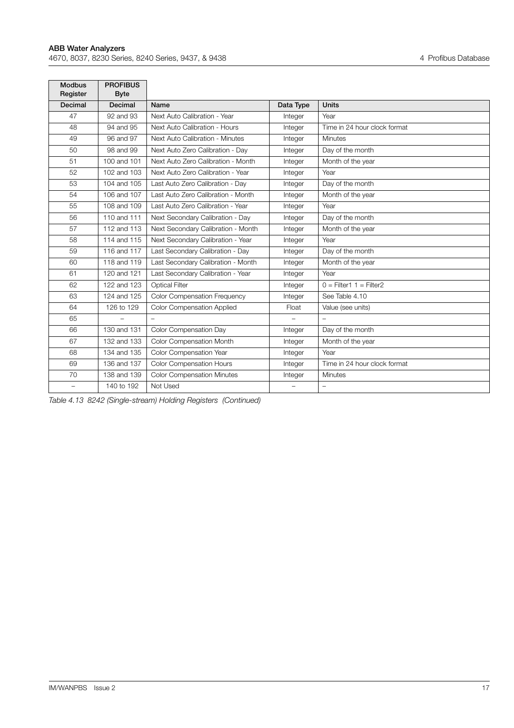| Modbus Register | PROFIBUS Byte | | | |
|---|---|---|---|---|
| Decimal | Decimal | Name | Data Type | Units |
| 47 | 92 and 93 | Next Auto Calibration - Year | Integer | Year |
| 48 | 94 and 95 | Next Auto Calibration - Hours | Integer | Time in 24 hour clock format |
| 49 | 96 and 97 | Next Auto Calibration - Minutes | Integer | Minutes |
| 50 | 98 and 99 | Next Auto Zero Calibration - Day | Integer | Day of the month |
| 51 | 100 and 101 | Next Auto Zero Calibration - Month | Integer | Month of the year |
| 52 | 102 and 103 | Next Auto Zero Calibration - Year | Integer | Year |
| 53 | 104 and 105 | Last Auto Zero Calibration - Day | Integer | Day of the month |
| 54 | 106 and 107 | Last Auto Zero Calibration - Month | Integer | Month of the year |
| 55 | 108 and 109 | Last Auto Zero Calibration - Year | Integer | Year |
| 56 | 110 and 111 | Next Secondary Calibration - Day | Integer | Day of the month |
| 57 | 112 and 113 | Next Secondary Calibration - Month | Integer | Month of the year |
| 58 | 114 and 115 | Next Secondary Calibration - Year | Integer | Year |
| 59 | 116 and 117 | Last Secondary Calibration - Day | Integer | Day of the month |
| 60 | 118 and 119 | Last Secondary Calibration - Month | Integer | Month of the year |
| 61 | 120 and 121 | Last Secondary Calibration - Year | Integer | Year |
| 62 | 122 and 123 | Optical Filter | Integer | 0 = Filter1 1 = Filter2 |
| 63 | 124 and 125 | Color Compensation Frequency | Integer | See Table 4.10 |
| 64 | 126 to 129 | Color Compensation Applied | Float | Value (see units) |
| 65 | – | – | – | – |
| 66 | 130 and 131 | Color Compensation Day | Integer | Day of the month |
| 67 | 132 and 133 | Color Compensation Month | Integer | Month of the year |
| 68 | 134 and 135 | Color Compensation Year | Integer | Year |
| 69 | 136 and 137 | Color Compensation Hours | Integer | Time in 24 hour clock format |
| 70 | 138 and 139 | Color Compensation Minutes | Integer | Minutes |
| – | 140 to 192 | Not Used | – | – |

*Table 4.13 8242 (Single-stream) Holding Registers (Continued)*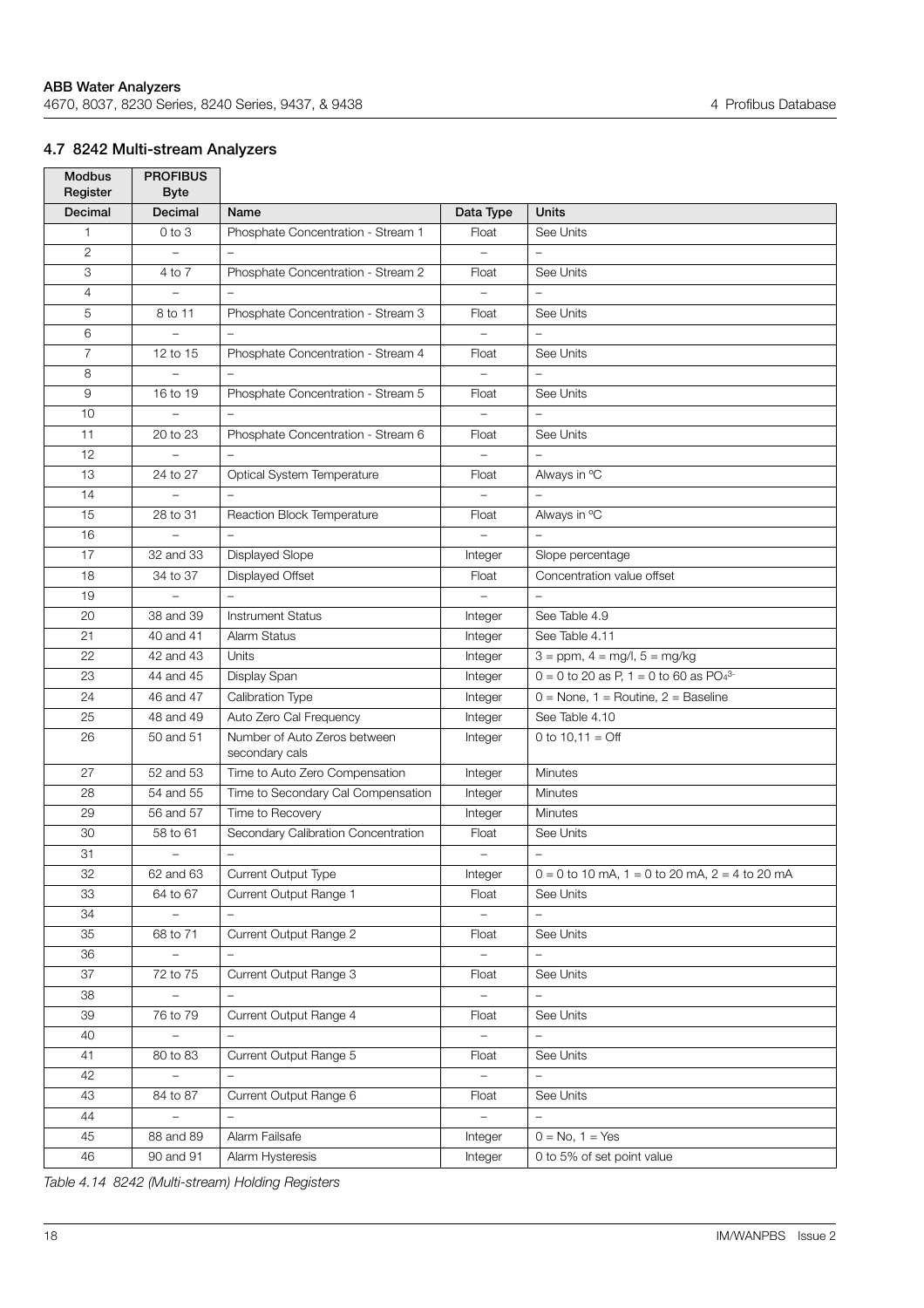## 4.7 8242 Multi-stream Analyzers

| Modbus Register | PROFIBUS Byte | | | |
|---|---|---|---|---|
| Decimal | Decimal | Name | Data Type | Units |
| 1 | 0 to 3 | Phosphate Concentration - Stream 1 | Float | See Units |
| 2 | – | – | – | – |
| 3 | 4 to 7 | Phosphate Concentration - Stream 2 | Float | See Units |
| 4 | – | – | – | – |
| 5 | 8 to 11 | Phosphate Concentration - Stream 3 | Float | See Units |
| 6 | – | – | – | – |
| 7 | 12 to 15 | Phosphate Concentration - Stream 4 | Float | See Units |
| 8 | – | – | – | – |
| 9 | 16 to 19 | Phosphate Concentration - Stream 5 | Float | See Units |
| 10 | – | – | – | – |
| 11 | 20 to 23 | Phosphate Concentration - Stream 6 | Float | See Units |
| 12 | – | – | – | – |
| 13 | 24 to 27 | Optical System Temperature | Float | Always in °C |
| 14 | – | – | – | – |
| 15 | 28 to 31 | Reaction Block Temperature | Float | Always in °C |
| 16 | – | – | – | – |
| 17 | 32 and 33 | Displayed Slope | Integer | Slope percentage |
| 18 | 34 to 37 | Displayed Offset | Float | Concentration value offset |
| 19 | – | – | – | – |
| 20 | 38 and 39 | Instrument Status | Integer | See Table 4.9 |
| 21 | 40 and 41 | Alarm Status | Integer | See Table 4.11 |
| 22 | 42 and 43 | Units | Integer | 3 = ppm, 4 = mg/l, 5 = mg/kg |
| 23 | 44 and 45 | Display Span | Integer | 0 = 0 to 20 as P, 1 = 0 to 60 as $PO_4^{3-}$ |
| 24 | 46 and 47 | Calibration Type | Integer | 0 = None, 1 = Routine, 2 = Baseline |
| 25 | 48 and 49 | Auto Zero Cal Frequency | Integer | See Table 4.10 |
| 26 | 50 and 51 | Number of Auto Zeros between secondary cals | Integer | 0 to 10,11 = Off |
| 27 | 52 and 53 | Time to Auto Zero Compensation | Integer | Minutes |
| 28 | 54 and 55 | Time to Secondary Cal Compensation | Integer | Minutes |
| 29 | 56 and 57 | Time to Recovery | Integer | Minutes |
| 30 | 58 to 61 | Secondary Calibration Concentration | Float | See Units |
| 31 | – | – | – | – |
| 32 | 62 and 63 | Current Output Type | Integer | 0 = 0 to 10 mA, 1 = 0 to 20 mA, 2 = 4 to 20 mA |
| 33 | 64 to 67 | Current Output Range 1 | Float | See Units |
| 34 | – | – | – | – |
| 35 | 68 to 71 | Current Output Range 2 | Float | See Units |
| 36 | – | – | – | – |
| 37 | 72 to 75 | Current Output Range 3 | Float | See Units |
| 38 | – | – | – | – |
| 39 | 76 to 79 | Current Output Range 4 | Float | See Units |
| 40 | – | – | – | – |
| 41 | 80 to 83 | Current Output Range 5 | Float | See Units |
| 42 | – | – | – | – |
| 43 | 84 to 87 | Current Output Range 6 | Float | See Units |
| 44 | – | – | – | – |
| 45 | 88 and 89 | Alarm Failsafe | Integer | 0 = No, 1 = Yes |
| 46 | 90 and 91 | Alarm Hysteresis | Integer | 0 to 5% of set point value |

*Table 4.14 8242 (Multi-stream) Holding Registers*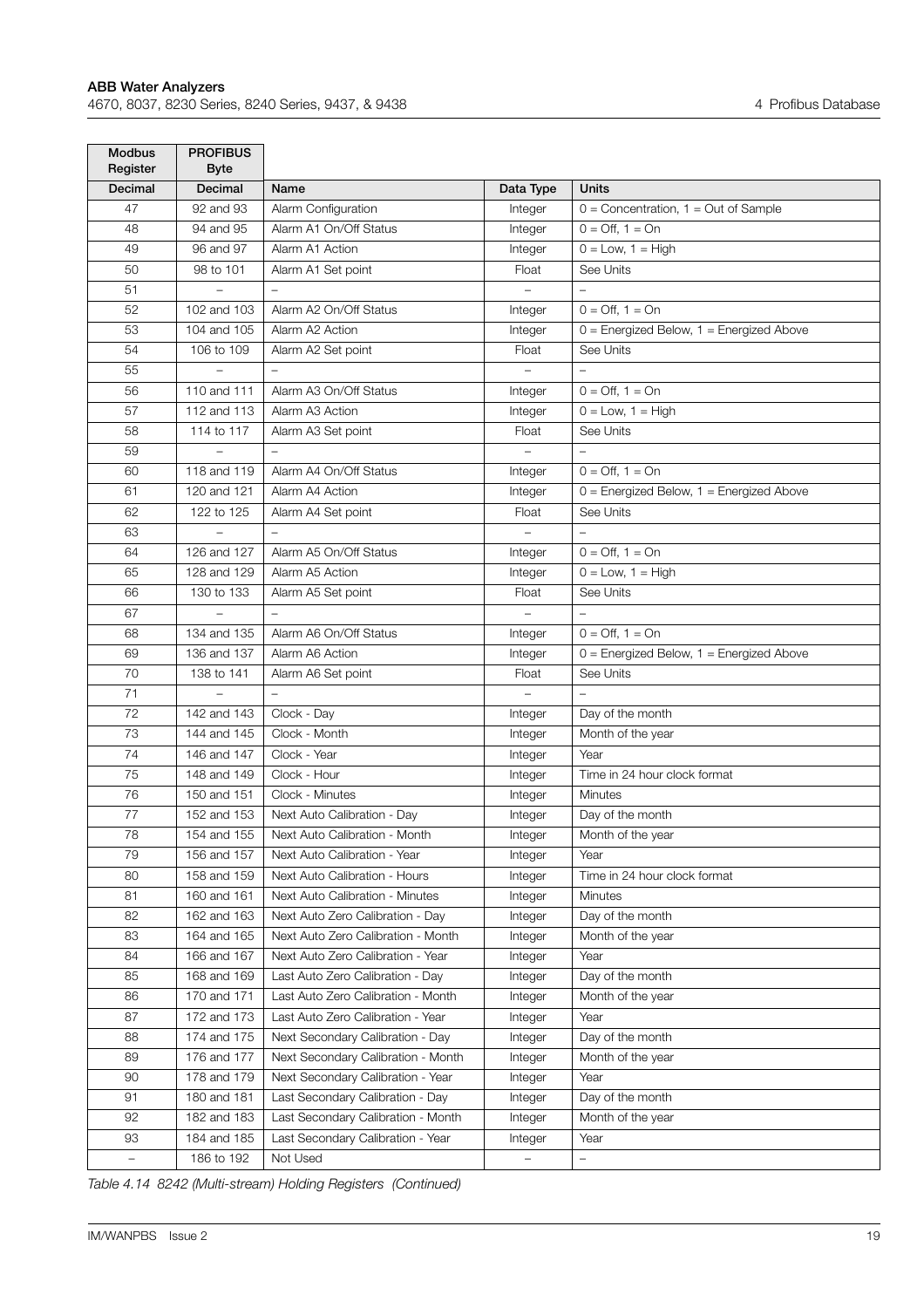| Modbus Register | PROFIBUS Byte | | | |
|---|---|---|---|---|
| Decimal | Decimal | Name | Data Type | Units |
| 47 | 92 and 93 | Alarm Configuration | Integer | 0 = Concentration, 1 = Out of Sample |
| 48 | 94 and 95 | Alarm A1 On/Off Status | Integer | 0 = Off, 1 = On |
| 49 | 96 and 97 | Alarm A1 Action | Integer | 0 = Low, 1 = High |
| 50 | 98 to 101 | Alarm A1 Set point | Float | See Units |
| 51 | – | – | – | – |
| 52 | 102 and 103 | Alarm A2 On/Off Status | Integer | 0 = Off, 1 = On |
| 53 | 104 and 105 | Alarm A2 Action | Integer | 0 = Energized Below, 1 = Energized Above |
| 54 | 106 to 109 | Alarm A2 Set point | Float | See Units |
| 55 | – | – | – | – |
| 56 | 110 and 111 | Alarm A3 On/Off Status | Integer | 0 = Off, 1 = On |
| 57 | 112 and 113 | Alarm A3 Action | Integer | 0 = Low, 1 = High |
| 58 | 114 to 117 | Alarm A3 Set point | Float | See Units |
| 59 | – | – | – | – |
| 60 | 118 and 119 | Alarm A4 On/Off Status | Integer | 0 = Off, 1 = On |
| 61 | 120 and 121 | Alarm A4 Action | Integer | 0 = Energized Below, 1 = Energized Above |
| 62 | 122 to 125 | Alarm A4 Set point | Float | See Units |
| 63 | – | – | – | – |
| 64 | 126 and 127 | Alarm A5 On/Off Status | Integer | 0 = Off, 1 = On |
| 65 | 128 and 129 | Alarm A5 Action | Integer | 0 = Low, 1 = High |
| 66 | 130 to 133 | Alarm A5 Set point | Float | See Units |
| 67 | – | – | – | – |
| 68 | 134 and 135 | Alarm A6 On/Off Status | Integer | 0 = Off, 1 = On |
| 69 | 136 and 137 | Alarm A6 Action | Integer | 0 = Energized Below, 1 = Energized Above |
| 70 | 138 to 141 | Alarm A6 Set point | Float | See Units |
| 71 | – | – | – | – |
| 72 | 142 and 143 | Clock - Day | Integer | Day of the month |
| 73 | 144 and 145 | Clock - Month | Integer | Month of the year |
| 74 | 146 and 147 | Clock - Year | Integer | Year |
| 75 | 148 and 149 | Clock - Hour | Integer | Time in 24 hour clock format |
| 76 | 150 and 151 | Clock - Minutes | Integer | Minutes |
| 77 | 152 and 153 | Next Auto Calibration - Day | Integer | Day of the month |
| 78 | 154 and 155 | Next Auto Calibration - Month | Integer | Month of the year |
| 79 | 156 and 157 | Next Auto Calibration - Year | Integer | Year |
| 80 | 158 and 159 | Next Auto Calibration - Hours | Integer | Time in 24 hour clock format |
| 81 | 160 and 161 | Next Auto Calibration - Minutes | Integer | Minutes |
| 82 | 162 and 163 | Next Auto Zero Calibration - Day | Integer | Day of the month |
| 83 | 164 and 165 | Next Auto Zero Calibration - Month | Integer | Month of the year |
| 84 | 166 and 167 | Next Auto Zero Calibration - Year | Integer | Year |
| 85 | 168 and 169 | Last Auto Zero Calibration - Day | Integer | Day of the month |
| 86 | 170 and 171 | Last Auto Zero Calibration - Month | Integer | Month of the year |
| 87 | 172 and 173 | Last Auto Zero Calibration - Year | Integer | Year |
| 88 | 174 and 175 | Next Secondary Calibration - Day | Integer | Day of the month |
| 89 | 176 and 177 | Next Secondary Calibration - Month | Integer | Month of the year |
| 90 | 178 and 179 | Next Secondary Calibration - Year | Integer | Year |
| 91 | 180 and 181 | Last Secondary Calibration - Day | Integer | Day of the month |
| 92 | 182 and 183 | Last Secondary Calibration - Month | Integer | Month of the year |
| 93 | 184 and 185 | Last Secondary Calibration - Year | Integer | Year |
| – | 186 to 192 | Not Used | – | – |

*Table 4.14 8242 (Multi-stream) Holding Registers (Continued)*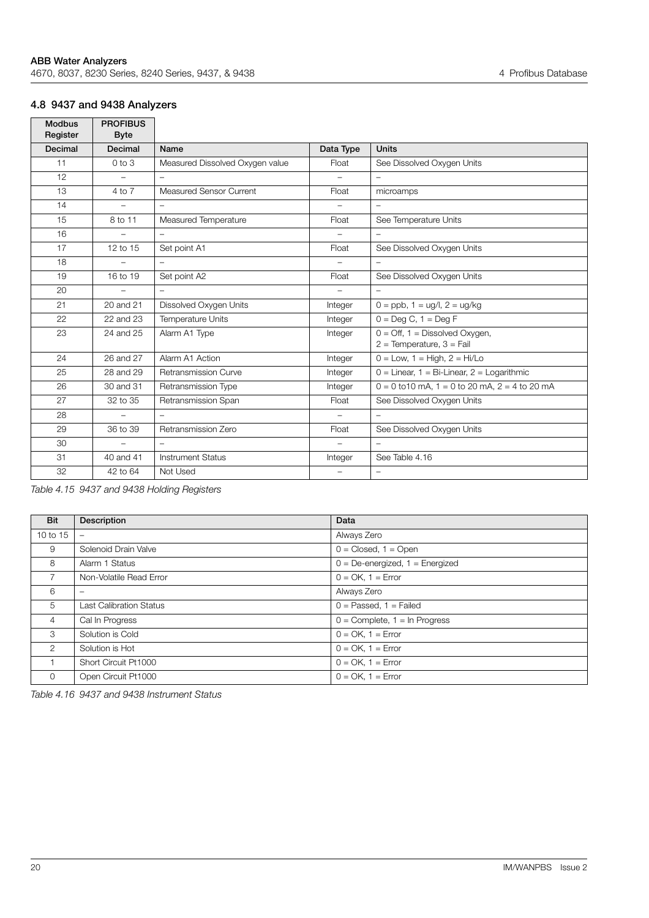## 4.8 9437 and 9438 Analyzers

| Modbus Register | PROFIBUS Byte | | | |
|---|---|---|---|---|
| Decimal | Decimal | Name | Data Type | Units |
| 11 | 0 to 3 | Measured Dissolved Oxygen value | Float | See Dissolved Oxygen Units |
| 12 | – | – | – | – |
| 13 | 4 to 7 | Measured Sensor Current | Float | microamps |
| 14 | – | – | – | – |
| 15 | 8 to 11 | Measured Temperature | Float | See Temperature Units |
| 16 | – | – | – | – |
| 17 | 12 to 15 | Set point A1 | Float | See Dissolved Oxygen Units |
| 18 | – | – | – | – |
| 19 | 16 to 19 | Set point A2 | Float | See Dissolved Oxygen Units |
| 20 | – | – | – | – |
| 21 | 20 and 21 | Dissolved Oxygen Units | Integer | 0 = ppb, 1 = ug/l, 2 = ug/kg |
| 22 | 22 and 23 | Temperature Units | Integer | 0 = Deg C, 1 = Deg F |
| 23 | 24 and 25 | Alarm A1 Type | Integer | 0 = Off, 1 = Dissolved Oxygen, 2 = Temperature, 3 = Fail |
| 24 | 26 and 27 | Alarm A1 Action | Integer | 0 = Low, 1 = High, 2 = Hi/Lo |
| 25 | 28 and 29 | Retransmission Curve | Integer | 0 = Linear, 1 = Bi-Linear, 2 = Logarithmic |
| 26 | 30 and 31 | Retransmission Type | Integer | 0 = 0 to10 mA, 1 = 0 to 20 mA, 2 = 4 to 20 mA |
| 27 | 32 to 35 | Retransmission Span | Float | See Dissolved Oxygen Units |
| 28 | – | – | – | – |
| 29 | 36 to 39 | Retransmission Zero | Float | See Dissolved Oxygen Units |
| 30 | – | – | – | – |
| 31 | 40 and 41 | Instrument Status | Integer | See Table 4.16 |
| 32 | 42 to 64 | Not Used | – | – |

*Table 4.15 9437 and 9438 Holding Registers*

| Bit | Description | Data |
|---|---|---|
| 10 to 15 | – | Always Zero |
| 9 | Solenoid Drain Valve | 0 = Closed, 1 = Open |
| 8 | Alarm 1 Status | 0 = De-energized, 1 = Energized |
| 7 | Non-Volatile Read Error | 0 = OK, 1 = Error |
| 6 | – | Always Zero |
| 5 | Last Calibration Status | 0 = Passed, 1 = Failed |
| 4 | Cal In Progress | 0 = Complete, 1 = In Progress |
| 3 | Solution is Cold | 0 = OK, 1 = Error |
| 2 | Solution is Hot | 0 = OK, 1 = Error |
| 1 | Short Circuit Pt1000 | 0 = OK, 1 = Error |
| 0 | Open Circuit Pt1000 | 0 = OK, 1 = Error |

*Table 4.16 9437 and 9438 Instrument Status*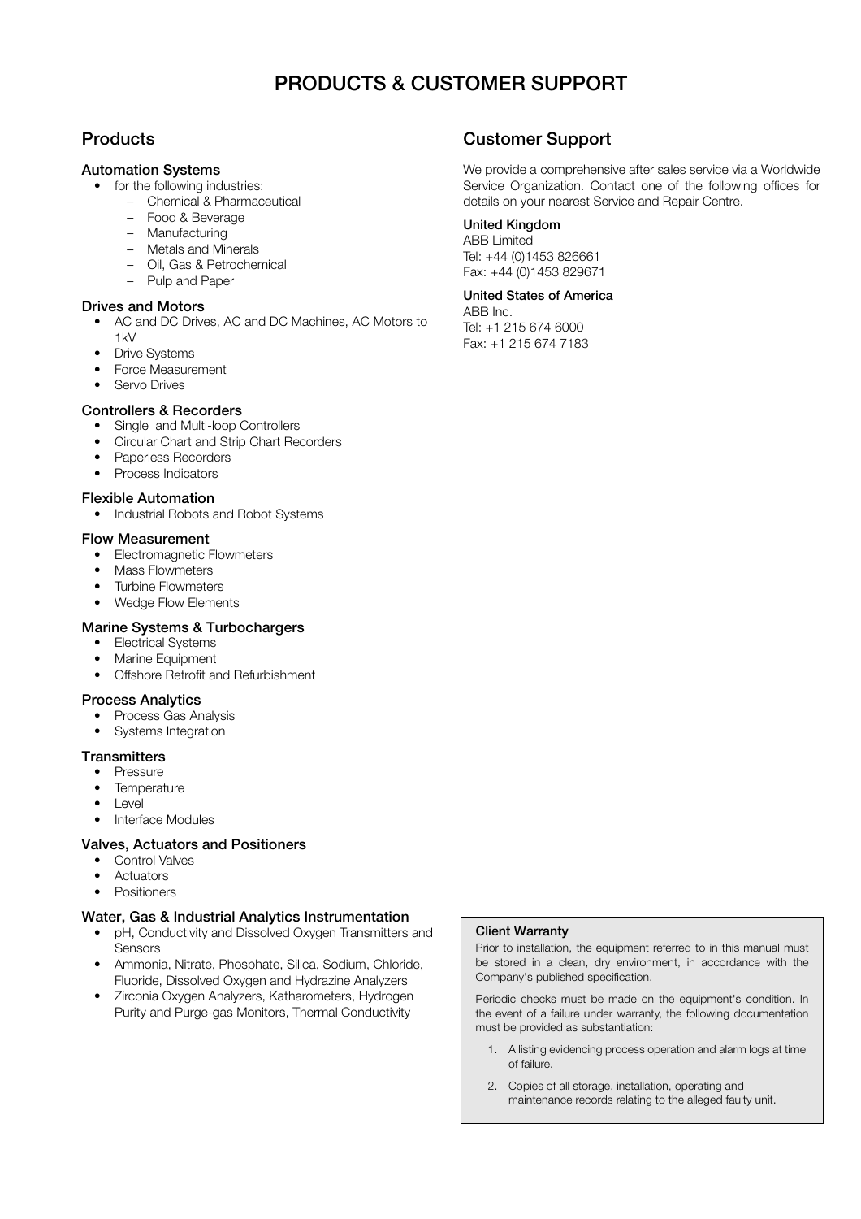# PRODUCTS & CUSTOMER SUPPORT

## Products

### Automation Systems

- for the following industries:
  - Chemical & Pharmaceutical
  - Food & Beverage
  - Manufacturing
  - Metals and Minerals
  - Oil, Gas & Petrochemical
  - Pulp and Paper

### Drives and Motors

- AC and DC Drives, AC and DC Machines, AC Motors to 1kV
- Drive Systems
- Force Measurement
- Servo Drives

### Controllers & Recorders

- Single and Multi-loop Controllers
- Circular Chart and Strip Chart Recorders
- Paperless Recorders
- Process Indicators

### Flexible Automation

- Industrial Robots and Robot Systems

### Flow Measurement

- Electromagnetic Flowmeters
- Mass Flowmeters
- Turbine Flowmeters
- Wedge Flow Elements

### Marine Systems & Turbochargers

- Electrical Systems
- Marine Equipment
- Offshore Retrofit and Refurbishment

### Process Analytics

- Process Gas Analysis
- Systems Integration

### Transmitters

- Pressure
- Temperature
- Level
- Interface Modules

### Valves, Actuators and Positioners

- Control Valves
- Actuators
- Positioners

### Water, Gas & Industrial Analytics Instrumentation

- pH, Conductivity and Dissolved Oxygen Transmitters and Sensors
- Ammonia, Nitrate, Phosphate, Silica, Sodium, Chloride, Fluoride, Dissolved Oxygen and Hydrazine Analyzers
- Zirconia Oxygen Analyzers, Katharometers, Hydrogen Purity and Purge-gas Monitors, Thermal Conductivity

## Customer Support

We provide a comprehensive after sales service via a Worldwide Service Organization. Contact one of the following offices for details on your nearest Service and Repair Centre.

**United Kingdom**
ABB Limited
Tel: +44 (0)1453 826661
Fax: +44 (0)1453 829671

**United States of America**
ABB Inc.
Tel: +1 215 674 6000
Fax: +1 215 674 7183

**Client Warranty**

Prior to installation, the equipment referred to in this manual must be stored in a clean, dry environment, in accordance with the Company's published specification.

Periodic checks must be made on the equipment's condition. In the event of a failure under warranty, the following documentation must be provided as substantiation:

1. A listing evidencing process operation and alarm logs at time of failure.
2. Copies of all storage, installation, operating and maintenance records relating to the alleged faulty unit.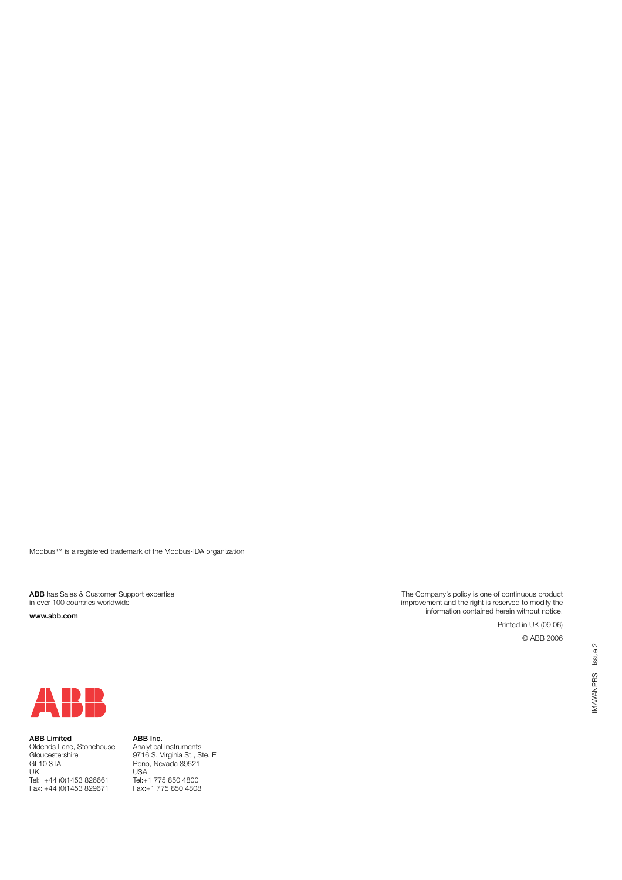Modbus™ is a registered trademark of the Modbus-IDA organization

---

**ABB** has Sales & Customer Support expertise
in over 100 countries worldwide

**www.abb.com**

The Company's policy is one of continuous product improvement and the right is reserved to modify the information contained herein without notice.

Printed in UK (09.06)

© ABB 2006

IM/WANPBS Issue 2

**ABB Limited**
Oldends Lane, Stonehouse
Gloucestershire
GL10 3TA
UK
Tel: +44 (0)1453 826661
Fax: +44 (0)1453 829671

**ABB Inc.**
Analytical Instruments
9716 S. Virginia St., Ste. E
Reno, Nevada 89521
USA
Tel:+1 775 850 4800
Fax:+1 775 850 4808